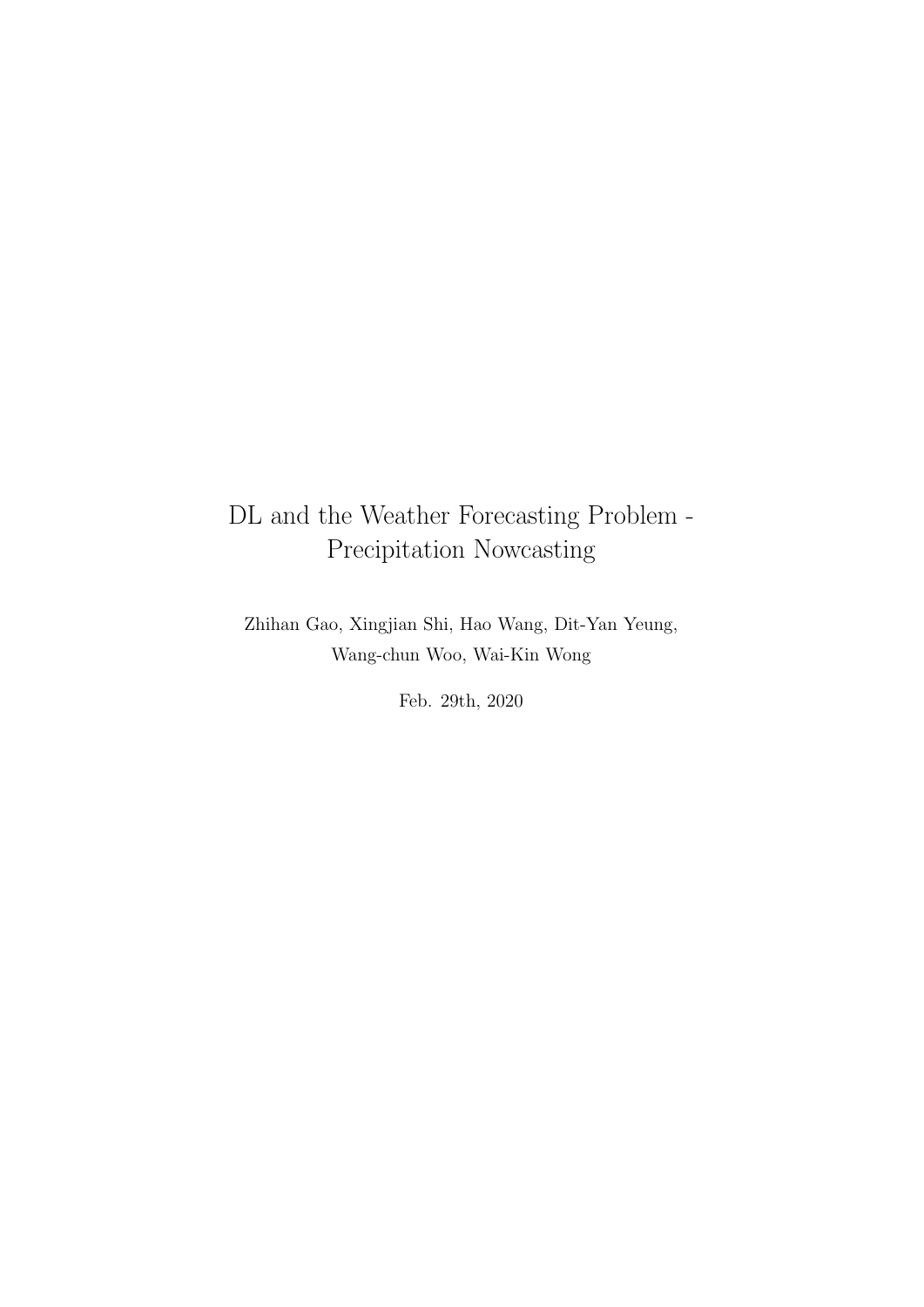# DL and the Weather Forecasting Problem - Precipitation Nowcasting

Zhihan Gao, Xingjian Shi, Hao Wang, Dit-Yan Yeung, Wang-chun Woo, Wai-Kin Wong

Feb. 29th, 2020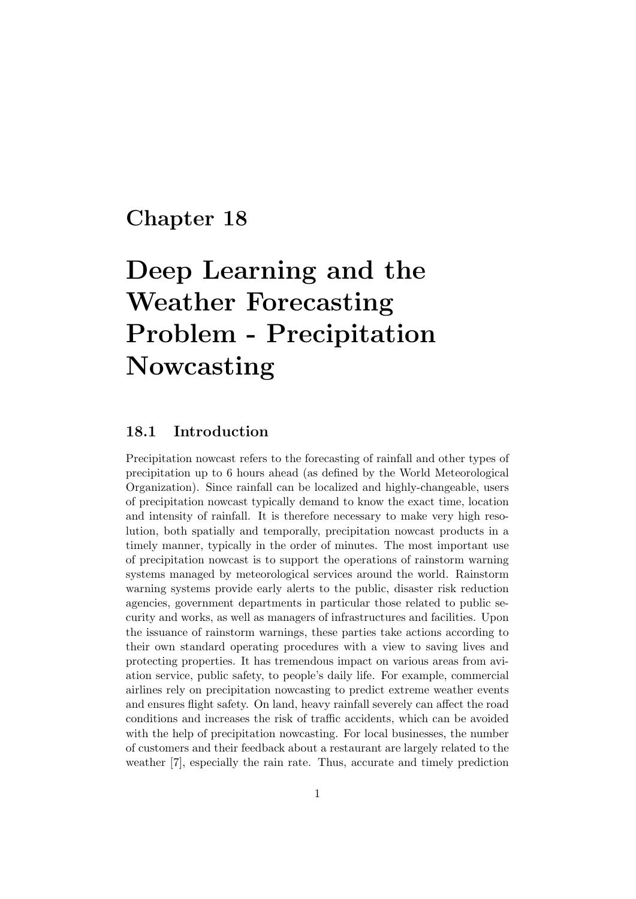# Chapter 18

# Deep Learning and the Weather Forecasting Problem - Precipitation Nowcasting

## 18.1 Introduction

Precipitation nowcast refers to the forecasting of rainfall and other types of precipitation up to 6 hours ahead (as defined by the World Meteorological Organization). Since rainfall can be localized and highly-changeable, users of precipitation nowcast typically demand to know the exact time, location and intensity of rainfall. It is therefore necessary to make very high resolution, both spatially and temporally, precipitation nowcast products in a timely manner, typically in the order of minutes. The most important use of precipitation nowcast is to support the operations of rainstorm warning systems managed by meteorological services around the world. Rainstorm warning systems provide early alerts to the public, disaster risk reduction agencies, government departments in particular those related to public security and works, as well as managers of infrastructures and facilities. Upon the issuance of rainstorm warnings, these parties take actions according to their own standard operating procedures with a view to saving lives and protecting properties. It has tremendous impact on various areas from aviation service, public safety, to people's daily life. For example, commercial airlines rely on precipitation nowcasting to predict extreme weather events and ensures flight safety. On land, heavy rainfall severely can affect the road conditions and increases the risk of traffic accidents, which can be avoided with the help of precipitation nowcasting. For local businesses, the number of customers and their feedback about a restaurant are largely related to the weather [7], especially the rain rate. Thus, accurate and timely prediction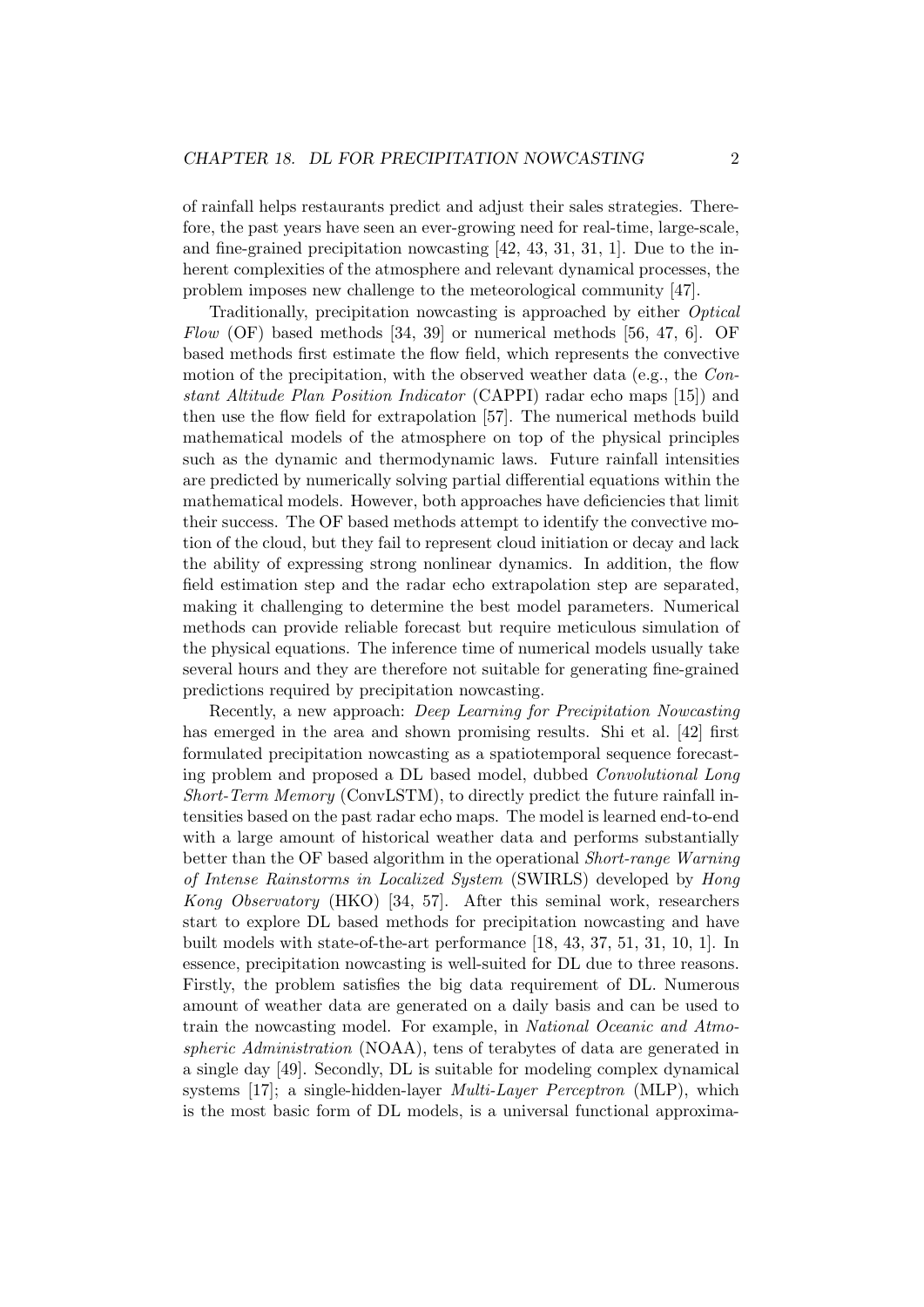of rainfall helps restaurants predict and adjust their sales strategies. Therefore, the past years have seen an ever-growing need for real-time, large-scale, and fine-grained precipitation nowcasting [42, 43, 31, 31, 1]. Due to the inherent complexities of the atmosphere and relevant dynamical processes, the problem imposes new challenge to the meteorological community [47].

Traditionally, precipitation nowcasting is approached by either *Optical Flow* (OF) based methods [34, 39] or numerical methods [56, 47, 6]. OF based methods first estimate the flow field, which represents the convective motion of the precipitation, with the observed weather data (e.g., the *Constant Altitude Plan Position Indicator* (CAPPI) radar echo maps [15]) and then use the flow field for extrapolation [57]. The numerical methods build mathematical models of the atmosphere on top of the physical principles such as the dynamic and thermodynamic laws. Future rainfall intensities are predicted by numerically solving partial differential equations within the mathematical models. However, both approaches have deficiencies that limit their success. The OF based methods attempt to identify the convective motion of the cloud, but they fail to represent cloud initiation or decay and lack the ability of expressing strong nonlinear dynamics. In addition, the flow field estimation step and the radar echo extrapolation step are separated, making it challenging to determine the best model parameters. Numerical methods can provide reliable forecast but require meticulous simulation of the physical equations. The inference time of numerical models usually take several hours and they are therefore not suitable for generating fine-grained predictions required by precipitation nowcasting.

Recently, a new approach: *Deep Learning for Precipitation Nowcasting* has emerged in the area and shown promising results. Shi et al. [42] first formulated precipitation nowcasting as a spatiotemporal sequence forecasting problem and proposed a DL based model, dubbed *Convolutional Long Short-Term Memory* (ConvLSTM), to directly predict the future rainfall intensities based on the past radar echo maps. The model is learned end-to-end with a large amount of historical weather data and performs substantially better than the OF based algorithm in the operational *Short-range Warning of Intense Rainstorms in Localized System* (SWIRLS) developed by *Hong Kong Observatory* (HKO) [34, 57]. After this seminal work, researchers start to explore DL based methods for precipitation nowcasting and have built models with state-of-the-art performance [18, 43, 37, 51, 31, 10, 1]. In essence, precipitation nowcasting is well-suited for DL due to three reasons. Firstly, the problem satisfies the big data requirement of DL. Numerous amount of weather data are generated on a daily basis and can be used to train the nowcasting model. For example, in *National Oceanic and Atmospheric Administration* (NOAA), tens of terabytes of data are generated in a single day [49]. Secondly, DL is suitable for modeling complex dynamical systems [17]; a single-hidden-layer *Multi-Layer Perceptron* (MLP), which is the most basic form of DL models, is a universal functional approxima-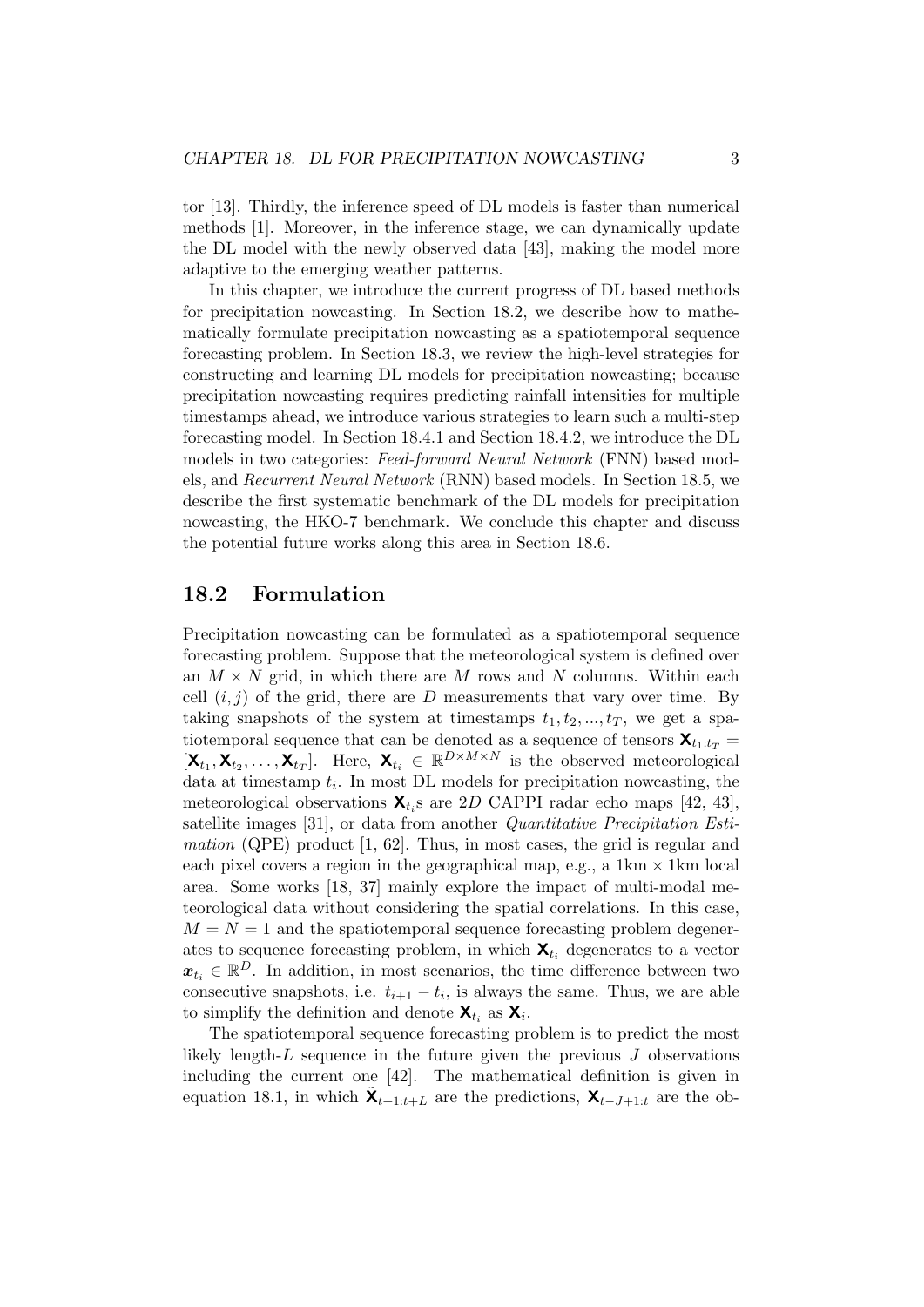tor [13]. Thirdly, the inference speed of DL models is faster than numerical methods [1]. Moreover, in the inference stage, we can dynamically update the DL model with the newly observed data [43], making the model more adaptive to the emerging weather patterns.

In this chapter, we introduce the current progress of DL based methods for precipitation nowcasting. In Section 18.2, we describe how to mathematically formulate precipitation nowcasting as a spatiotemporal sequence forecasting problem. In Section 18.3, we review the high-level strategies for constructing and learning DL models for precipitation nowcasting; because precipitation nowcasting requires predicting rainfall intensities for multiple timestamps ahead, we introduce various strategies to learn such a multi-step forecasting model. In Section 18.4.1 and Section 18.4.2, we introduce the DL models in two categories: *Feed-forward Neural Network* (FNN) based models, and *Recurrent Neural Network* (RNN) based models. In Section 18.5, we describe the first systematic benchmark of the DL models for precipitation nowcasting, the HKO-7 benchmark. We conclude this chapter and discuss the potential future works along this area in Section 18.6.

## 18.2 Formulation

Precipitation nowcasting can be formulated as a spatiotemporal sequence forecasting problem. Suppose that the meteorological system is defined over an $M \times N$ grid, in which there are $M$ rows and $N$ columns. Within each cell $(i, j)$ of the grid, there are $D$ measurements that vary over time. By taking snapshots of the system at timestamps $t_1, t_2, ..., t_T$, we get a spatiotemporal sequence that can be denoted as a sequence of tensors $\mathbf{X}_{t_1:t_T} = [\mathbf{X}_{t_1}, \mathbf{X}_{t_2}, \ldots, \mathbf{X}_{t_T}]$. Here, $\mathbf{X}_{t_i} \in \mathbb{R}^{D \times M \times N}$ is the observed meteorological data at timestamp $t_i$. In most DL models for precipitation nowcasting, the meteorological observations $\mathbf{X}_{t_i}$s are $2D$ CAPPI radar echo maps [42, 43], satellite images [31], or data from another *Quantitative Precipitation Estimation* (QPE) product [1, 62]. Thus, in most cases, the grid is regular and each pixel covers a region in the geographical map, e.g., a 1km $\times$ 1km local area. Some works [18, 37] mainly explore the impact of multi-modal meteorological data without considering the spatial correlations. In this case, $M = N = 1$ and the spatiotemporal sequence forecasting problem degenerates to sequence forecasting problem, in which $\mathbf{X}_{t_i}$ degenerates to a vector $\boldsymbol{x}_{t_i} \in \mathbb{R}^D$. In addition, in most scenarios, the time difference between two consecutive snapshots, i.e. $t_{i+1} - t_i$, is always the same. Thus, we are able to simplify the definition and denote $\mathbf{X}_{t_i}$ as $\mathbf{X}_i$.

The spatiotemporal sequence forecasting problem is to predict the most likely length-$L$ sequence in the future given the previous $J$ observations including the current one [42]. The mathematical definition is given in equation 18.1, in which $\tilde{\mathbf{X}}_{t+1:t+L}$ are the predictions, $\mathbf{X}_{t-J+1:t}$ are the ob-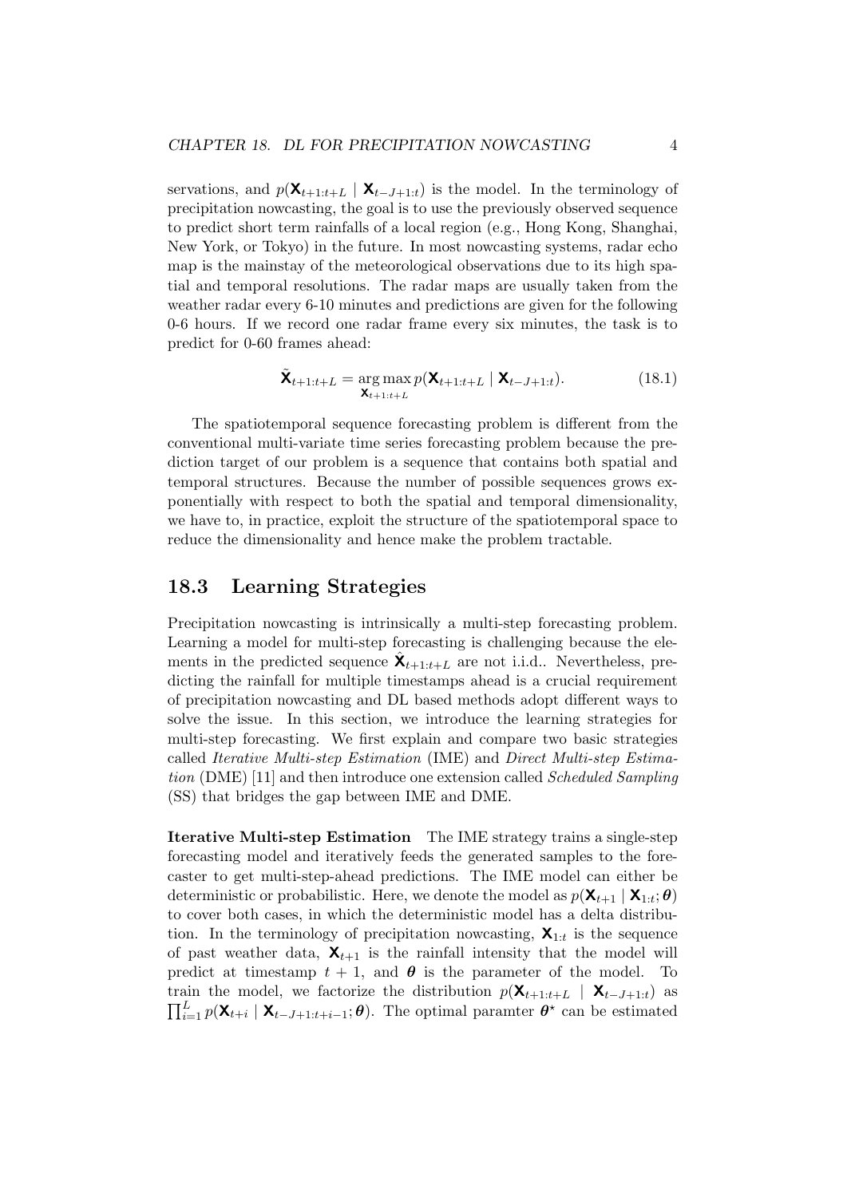servations, and $p(\mathbf{X}_{t+1:t+L} \mid \mathbf{X}_{t-J+1:t})$ is the model. In the terminology of precipitation nowcasting, the goal is to use the previously observed sequence to predict short term rainfalls of a local region (e.g., Hong Kong, Shanghai, New York, or Tokyo) in the future. In most nowcasting systems, radar echo map is the mainstay of the meteorological observations due to its high spatial and temporal resolutions. The radar maps are usually taken from the weather radar every 6-10 minutes and predictions are given for the following 0-6 hours. If we record one radar frame every six minutes, the task is to predict for 0-60 frames ahead:

$$\tilde{\mathbf{X}}_{t+1:t+L} = \underset{\mathbf{X}_{t+1:t+L}}{\arg\max}\, p(\mathbf{X}_{t+1:t+L} \mid \mathbf{X}_{t-J+1:t}). \tag{18.1}$$

The spatiotemporal sequence forecasting problem is different from the conventional multi-variate time series forecasting problem because the prediction target of our problem is a sequence that contains both spatial and temporal structures. Because the number of possible sequences grows exponentially with respect to both the spatial and temporal dimensionality, we have to, in practice, exploit the structure of the spatiotemporal space to reduce the dimensionality and hence make the problem tractable.

## 18.3 Learning Strategies

Precipitation nowcasting is intrinsically a multi-step forecasting problem. Learning a model for multi-step forecasting is challenging because the elements in the predicted sequence $\hat{\mathbf{X}}_{t+1:t+L}$ are not i.i.d.. Nevertheless, predicting the rainfall for multiple timestamps ahead is a crucial requirement of precipitation nowcasting and DL based methods adopt different ways to solve the issue. In this section, we introduce the learning strategies for multi-step forecasting. We first explain and compare two basic strategies called *Iterative Multi-step Estimation* (IME) and *Direct Multi-step Estimation* (DME) [11] and then introduce one extension called *Scheduled Sampling* (SS) that bridges the gap between IME and DME.

**Iterative Multi-step Estimation** The IME strategy trains a single-step forecasting model and iteratively feeds the generated samples to the forecaster to get multi-step-ahead predictions. The IME model can either be deterministic or probabilistic. Here, we denote the model as $p(\mathbf{X}_{t+1} \mid \mathbf{X}_{1:t}; \boldsymbol{\theta})$ to cover both cases, in which the deterministic model has a delta distribution. In the terminology of precipitation nowcasting, $\mathbf{X}_{1:t}$ is the sequence of past weather data, $\mathbf{X}_{t+1}$ is the rainfall intensity that the model will predict at timestamp $t+1$, and $\boldsymbol{\theta}$ is the parameter of the model. To train the model, we factorize the distribution $p(\mathbf{X}_{t+1:t+L} \mid \mathbf{X}_{t-J+1:t})$ as $\prod_{i=1}^{L} p(\mathbf{X}_{t+i} \mid \mathbf{X}_{t-J+1:t+i-1}; \boldsymbol{\theta})$. The optimal paramter $\boldsymbol{\theta}^{\star}$ can be estimated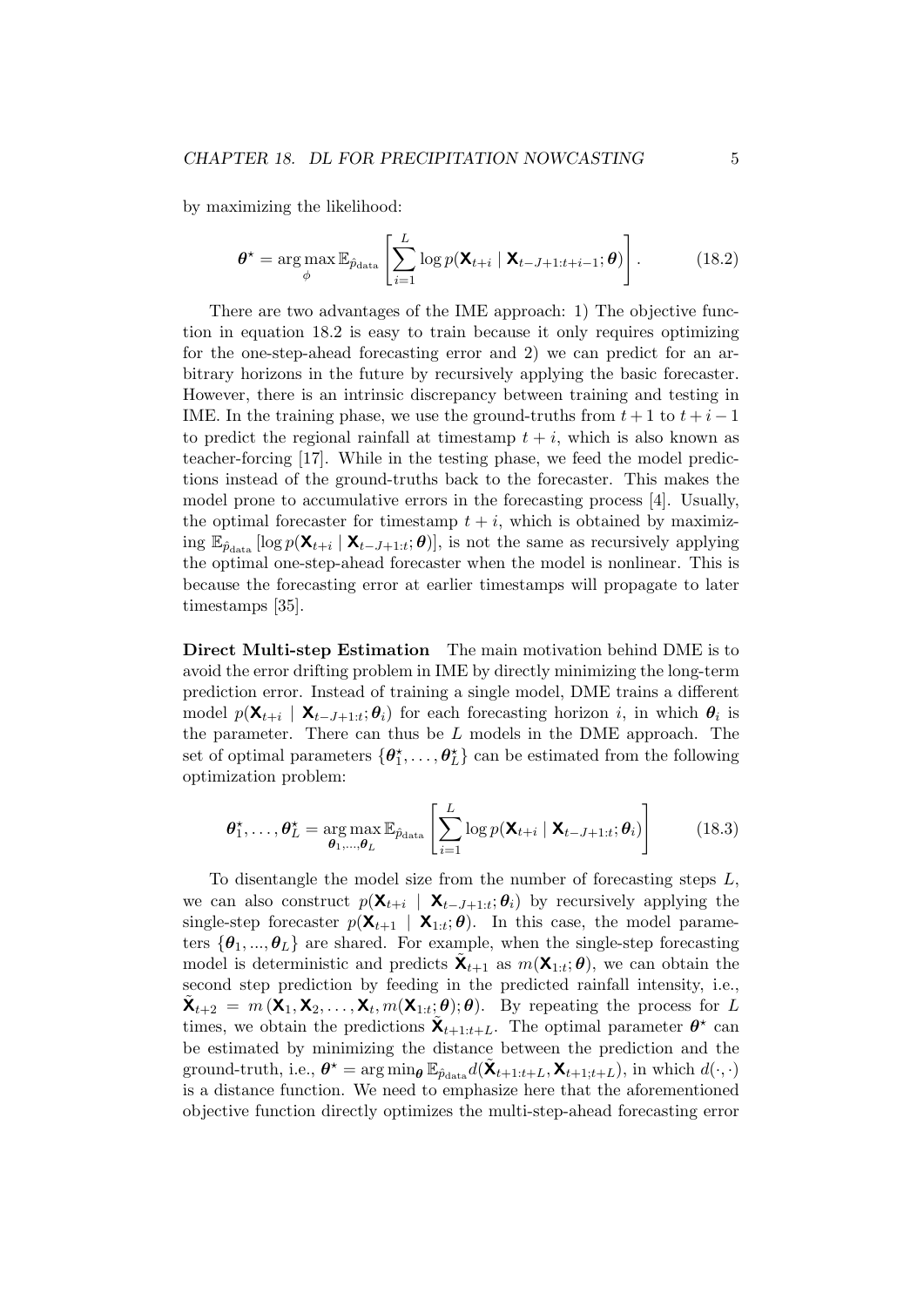by maximizing the likelihood:

$$\boldsymbol{\theta}^\star = \arg\max_{\phi} \mathbb{E}_{\hat{p}_{\text{data}}} \left[ \sum_{i=1}^{L} \log p(\mathbf{X}_{t+i} \mid \mathbf{X}_{t-J+1:t+i-1}; \boldsymbol{\theta}) \right]. \tag{18.2}$$

There are two advantages of the IME approach: 1) The objective function in equation 18.2 is easy to train because it only requires optimizing for the one-step-ahead forecasting error and 2) we can predict for an arbitrary horizons in the future by recursively applying the basic forecaster. However, there is an intrinsic discrepancy between training and testing in IME. In the training phase, we use the ground-truths from $t+1$ to $t+i-1$ to predict the regional rainfall at timestamp $t+i$, which is also known as teacher-forcing [17]. While in the testing phase, we feed the model predictions instead of the ground-truths back to the forecaster. This makes the model prone to accumulative errors in the forecasting process [4]. Usually, the optimal forecaster for timestamp $t+i$, which is obtained by maximizing $\mathbb{E}_{\hat{p}_{\text{data}}} [\log p(\mathbf{X}_{t+i} \mid \mathbf{X}_{t-J+1:t}; \boldsymbol{\theta})]$, is not the same as recursively applying the optimal one-step-ahead forecaster when the model is nonlinear. This is because the forecasting error at earlier timestamps will propagate to later timestamps [35].

**Direct Multi-step Estimation** The main motivation behind DME is to avoid the error drifting problem in IME by directly minimizing the long-term prediction error. Instead of training a single model, DME trains a different model $p(\mathbf{X}_{t+i} \mid \mathbf{X}_{t-J+1:t}; \boldsymbol{\theta}_i)$ for each forecasting horizon $i$, in which $\boldsymbol{\theta}_i$ is the parameter. There can thus be $L$ models in the DME approach. The set of optimal parameters $\{\boldsymbol{\theta}_1^\star, \ldots, \boldsymbol{\theta}_L^\star\}$ can be estimated from the following optimization problem:

$$\boldsymbol{\theta}_1^\star, \ldots, \boldsymbol{\theta}_L^\star = \arg\max_{\boldsymbol{\theta}_1, \ldots, \boldsymbol{\theta}_L} \mathbb{E}_{\hat{p}_{\text{data}}} \left[ \sum_{i=1}^{L} \log p(\mathbf{X}_{t+i} \mid \mathbf{X}_{t-J+1:t}; \boldsymbol{\theta}_i) \right] \tag{18.3}$$

To disentangle the model size from the number of forecasting steps $L$, we can also construct $p(\mathbf{X}_{t+i} \mid \mathbf{X}_{t-J+1:t}; \boldsymbol{\theta}_i)$ by recursively applying the single-step forecaster $p(\mathbf{X}_{t+1} \mid \mathbf{X}_{1:t}; \boldsymbol{\theta})$. In this case, the model parameters $\{\boldsymbol{\theta}_1, ..., \boldsymbol{\theta}_L\}$ are shared. For example, when the single-step forecasting model is deterministic and predicts $\tilde{\mathbf{X}}_{t+1}$ as $m(\mathbf{X}_{1:t}; \boldsymbol{\theta})$, we can obtain the second step prediction by feeding in the predicted rainfall intensity, i.e., $\tilde{\mathbf{X}}_{t+2} = m\left(\mathbf{X}_1, \mathbf{X}_2, \ldots, \mathbf{X}_t, m(\mathbf{X}_{1:t}; \boldsymbol{\theta}); \boldsymbol{\theta}\right)$. By repeating the process for $L$ times, we obtain the predictions $\tilde{\mathbf{X}}_{t+1:t+L}$. The optimal parameter $\boldsymbol{\theta}^\star$ can be estimated by minimizing the distance between the prediction and the ground-truth, i.e., $\boldsymbol{\theta}^\star = \arg\min_{\boldsymbol{\theta}} \mathbb{E}_{\hat{p}_{\text{data}}} d(\tilde{\mathbf{X}}_{t+1:t+L}, \mathbf{X}_{t+1;t+L})$, in which $d(\cdot, \cdot)$ is a distance function. We need to emphasize here that the aforementioned objective function directly optimizes the multi-step-ahead forecasting error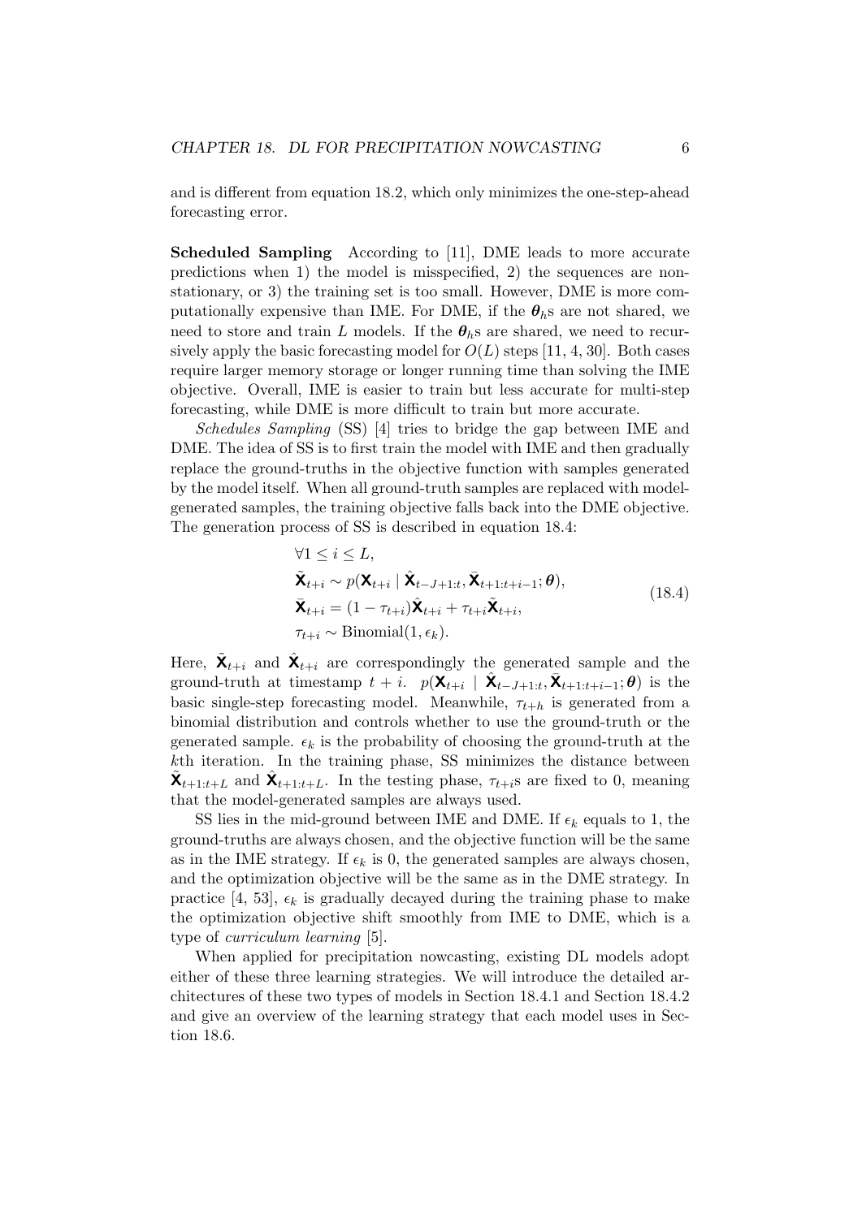and is different from equation 18.2, which only minimizes the one-step-ahead forecasting error.

**Scheduled Sampling** According to [11], DME leads to more accurate predictions when 1) the model is misspecified, 2) the sequences are non-stationary, or 3) the training set is too small. However, DME is more computationally expensive than IME. For DME, if the $\boldsymbol{\theta}_h$s are not shared, we need to store and train $L$ models. If the $\boldsymbol{\theta}_h$s are shared, we need to recursively apply the basic forecasting model for $O(L)$ steps [11, 4, 30]. Both cases require larger memory storage or longer running time than solving the IME objective. Overall, IME is easier to train but less accurate for multi-step forecasting, while DME is more difficult to train but more accurate.

*Schedules Sampling* (SS) [4] tries to bridge the gap between IME and DME. The idea of SS is to first train the model with IME and then gradually replace the ground-truths in the objective function with samples generated by the model itself. When all ground-truth samples are replaced with model-generated samples, the training objective falls back into the DME objective. The generation process of SS is described in equation 18.4:

$$
\begin{aligned}
&\forall 1 \le i \le L, \\
&\tilde{\mathbf{X}}_{t+i} \sim p(\mathbf{X}_{t+i} \mid \hat{\mathbf{X}}_{t-J+1:t}, \bar{\mathbf{X}}_{t+1:t+i-1}; \boldsymbol{\theta}), \\
&\bar{\mathbf{X}}_{t+i} = (1-\tau_{t+i})\hat{\mathbf{X}}_{t+i} + \tau_{t+i}\tilde{\mathbf{X}}_{t+i}, \\
&\tau_{t+i} \sim \text{Binomial}(1, \epsilon_k).
\end{aligned}
\tag{18.4}
$$

Here, $\tilde{\mathbf{X}}_{t+i}$ and $\hat{\mathbf{X}}_{t+i}$ are correspondingly the generated sample and the ground-truth at timestamp $t+i$. $p(\mathbf{X}_{t+i} \mid \hat{\mathbf{X}}_{t-J+1:t}, \bar{\mathbf{X}}_{t+1:t+i-1}; \boldsymbol{\theta})$ is the basic single-step forecasting model. Meanwhile, $\tau_{t+h}$ is generated from a binomial distribution and controls whether to use the ground-truth or the generated sample. $\epsilon_k$ is the probability of choosing the ground-truth at the $k$th iteration. In the training phase, SS minimizes the distance between $\tilde{\mathbf{X}}_{t+1:t+L}$ and $\hat{\mathbf{X}}_{t+1:t+L}$. In the testing phase, $\tau_{t+i}$s are fixed to 0, meaning that the model-generated samples are always used.

SS lies in the mid-ground between IME and DME. If $\epsilon_k$ equals to 1, the ground-truths are always chosen, and the objective function will be the same as in the IME strategy. If $\epsilon_k$ is 0, the generated samples are always chosen, and the optimization objective will be the same as in the DME strategy. In practice [4, 53], $\epsilon_k$ is gradually decayed during the training phase to make the optimization objective shift smoothly from IME to DME, which is a type of *curriculum learning* [5].

When applied for precipitation nowcasting, existing DL models adopt either of these three learning strategies. We will introduce the detailed architectures of these two types of models in Section 18.4.1 and Section 18.4.2 and give an overview of the learning strategy that each model uses in Section 18.6.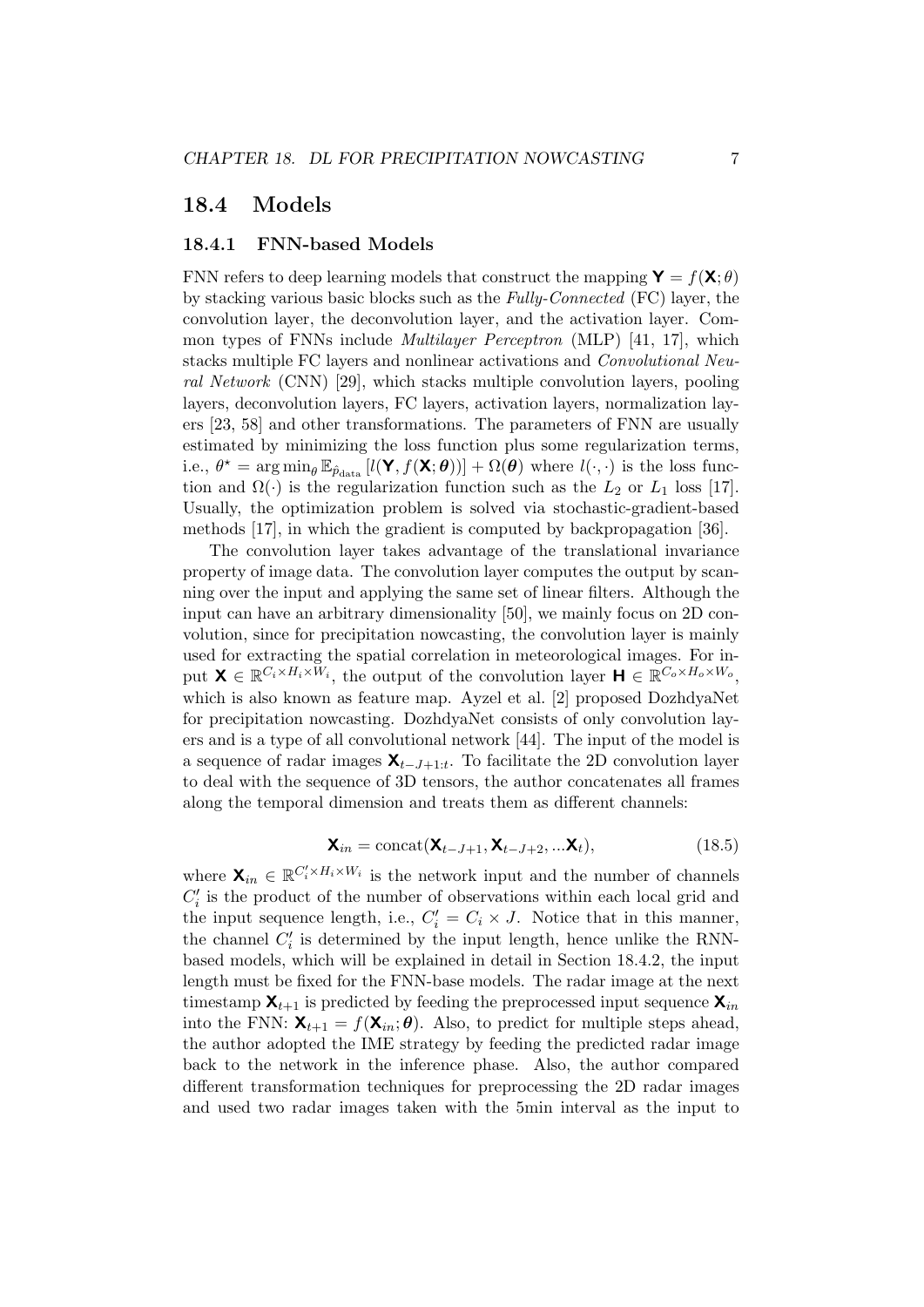## 18.4 Models

### 18.4.1 FNN-based Models

FNN refers to deep learning models that construct the mapping $\mathbf{Y} = f(\mathbf{X}; \theta)$ by stacking various basic blocks such as the *Fully-Connected* (FC) layer, the convolution layer, the deconvolution layer, and the activation layer. Common types of FNNs include *Multilayer Perceptron* (MLP) [41, 17], which stacks multiple FC layers and nonlinear activations and *Convolutional Neural Network* (CNN) [29], which stacks multiple convolution layers, pooling layers, deconvolution layers, FC layers, activation layers, normalization layers [23, 58] and other transformations. The parameters of FNN are usually estimated by minimizing the loss function plus some regularization terms, i.e., $\theta^\star = \arg\min_\theta \mathbb{E}_{\hat{p}_{\text{data}}} [l(\mathbf{Y}, f(\mathbf{X}; \boldsymbol{\theta}))] + \Omega(\boldsymbol{\theta})$ where $l(\cdot, \cdot)$ is the loss function and $\Omega(\cdot)$ is the regularization function such as the $L_2$ or $L_1$ loss [17]. Usually, the optimization problem is solved via stochastic-gradient-based methods [17], in which the gradient is computed by backpropagation [36].

The convolution layer takes advantage of the translational invariance property of image data. The convolution layer computes the output by scanning over the input and applying the same set of linear filters. Although the input can have an arbitrary dimensionality [50], we mainly focus on 2D convolution, since for precipitation nowcasting, the convolution layer is mainly used for extracting the spatial correlation in meteorological images. For input $\mathbf{X} \in \mathbb{R}^{C_i \times H_i \times W_i}$, the output of the convolution layer $\mathbf{H} \in \mathbb{R}^{C_o \times H_o \times W_o}$, which is also known as feature map. Ayzel et al. [2] proposed DozhdyaNet for precipitation nowcasting. DozhdyaNet consists of only convolution layers and is a type of all convolutional network [44]. The input of the model is a sequence of radar images $\mathbf{X}_{t-J+1:t}$. To facilitate the 2D convolution layer to deal with the sequence of 3D tensors, the author concatenates all frames along the temporal dimension and treats them as different channels:

$$\mathbf{X}_{in} = \text{concat}(\mathbf{X}_{t-J+1}, \mathbf{X}_{t-J+2}, ...\mathbf{X}_t), \tag{18.5}$$

where $\mathbf{X}_{in} \in \mathbb{R}^{C_i' \times H_i \times W_i}$ is the network input and the number of channels $C_i'$ is the product of the number of observations within each local grid and the input sequence length, i.e., $C_i' = C_i \times J$. Notice that in this manner, the channel $C_i'$ is determined by the input length, hence unlike the RNN-based models, which will be explained in detail in Section 18.4.2, the input length must be fixed for the FNN-base models. The radar image at the next timestamp $\mathbf{X}_{t+1}$ is predicted by feeding the preprocessed input sequence $\mathbf{X}_{in}$ into the FNN: $\mathbf{X}_{t+1} = f(\mathbf{X}_{in}; \boldsymbol{\theta})$. Also, to predict for multiple steps ahead, the author adopted the IME strategy by feeding the predicted radar image back to the network in the inference phase. Also, the author compared different transformation techniques for preprocessing the 2D radar images and used two radar images taken with the 5min interval as the input to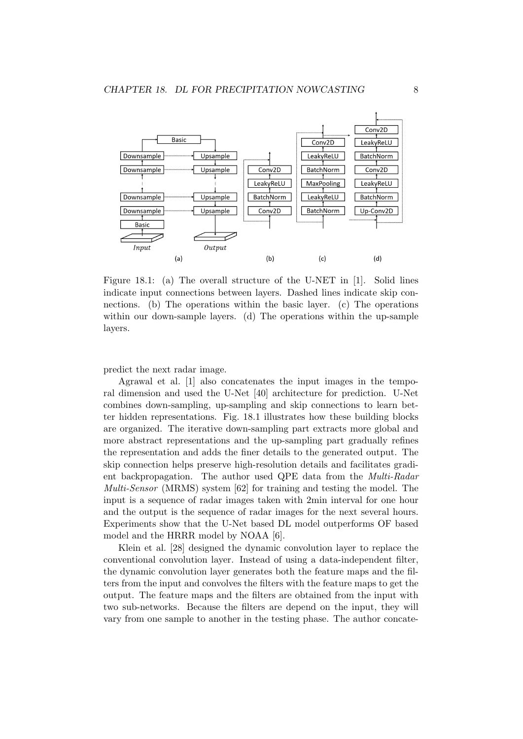Figure 18.1: (a) The overall structure of the U-NET in [1]. Solid lines indicate input connections between layers. Dashed lines indicate skip connections. (b) The operations within the basic layer. (c) The operations within our down-sample layers. (d) The operations within the up-sample layers.

predict the next radar image.

Agrawal et al. [1] also concatenates the input images in the temporal dimension and used the U-Net [40] architecture for prediction. U-Net combines down-sampling, up-sampling and skip connections to learn better hidden representations. Fig. 18.1 illustrates how these building blocks are organized. The iterative down-sampling part extracts more global and more abstract representations and the up-sampling part gradually refines the representation and adds the finer details to the generated output. The skip connection helps preserve high-resolution details and facilitates gradient backpropagation. The author used QPE data from the *Multi-Radar Multi-Sensor* (MRMS) system [62] for training and testing the model. The input is a sequence of radar images taken with 2min interval for one hour and the output is the sequence of radar images for the next several hours. Experiments show that the U-Net based DL model outperforms OF based model and the HRRR model by NOAA [6].

Klein et al. [28] designed the dynamic convolution layer to replace the conventional convolution layer. Instead of using a data-independent filter, the dynamic convolution layer generates both the feature maps and the filters from the input and convolves the filters with the feature maps to get the output. The feature maps and the filters are obtained from the input with two sub-networks. Because the filters are depend on the input, they will vary from one sample to another in the testing phase. The author concate-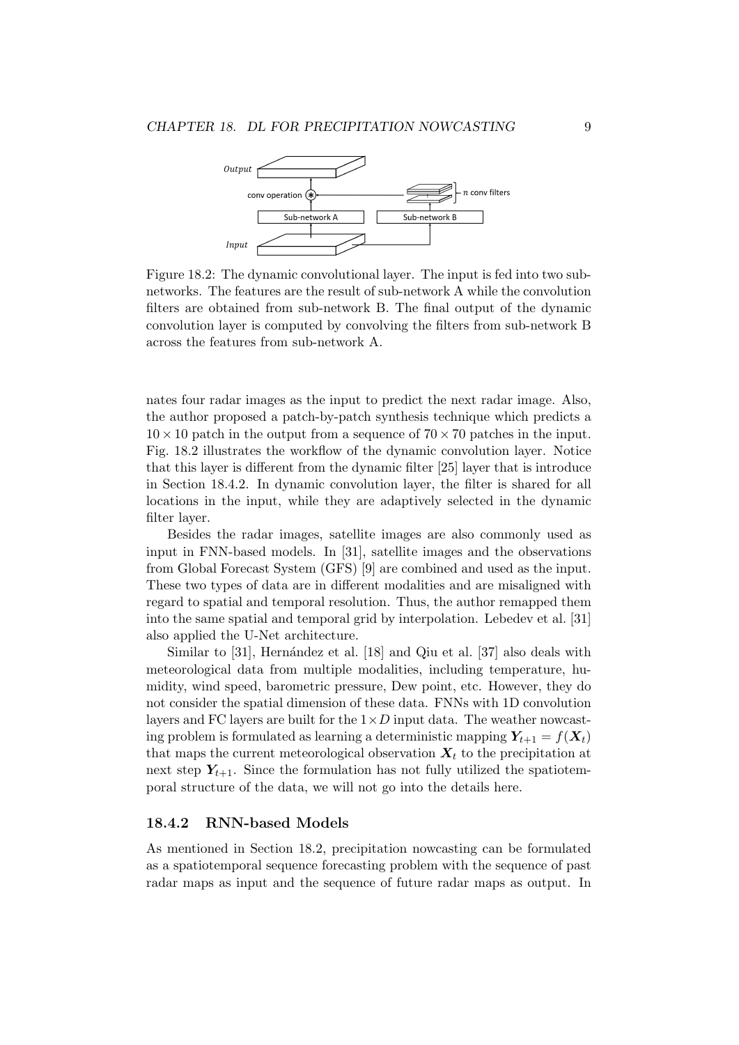Figure 18.2: The dynamic convolutional layer. The input is fed into two sub-networks. The features are the result of sub-network A while the convolution filters are obtained from sub-network B. The final output of the dynamic convolution layer is computed by convolving the filters from sub-network B across the features from sub-network A.

nates four radar images as the input to predict the next radar image. Also, the author proposed a patch-by-patch synthesis technique which predicts a $10 \times 10$ patch in the output from a sequence of $70 \times 70$ patches in the input. Fig. 18.2 illustrates the workflow of the dynamic convolution layer. Notice that this layer is different from the dynamic filter [25] layer that is introduce in Section 18.4.2. In dynamic convolution layer, the filter is shared for all locations in the input, while they are adaptively selected in the dynamic filter layer.

Besides the radar images, satellite images are also commonly used as input in FNN-based models. In [31], satellite images and the observations from Global Forecast System (GFS) [9] are combined and used as the input. These two types of data are in different modalities and are misaligned with regard to spatial and temporal resolution. Thus, the author remapped them into the same spatial and temporal grid by interpolation. Lebedev et al. [31] also applied the U-Net architecture.

Similar to [31], Hernández et al. [18] and Qiu et al. [37] also deals with meteorological data from multiple modalities, including temperature, humidity, wind speed, barometric pressure, Dew point, etc. However, they do not consider the spatial dimension of these data. FNNs with 1D convolution layers and FC layers are built for the $1 \times D$ input data. The weather nowcasting problem is formulated as learning a deterministic mapping $\boldsymbol{Y}_{t+1} = f(\boldsymbol{X}_t)$ that maps the current meteorological observation $\boldsymbol{X}_t$ to the precipitation at next step $\boldsymbol{Y}_{t+1}$. Since the formulation has not fully utilized the spatiotemporal structure of the data, we will not go into the details here.

### 18.4.2 RNN-based Models

As mentioned in Section 18.2, precipitation nowcasting can be formulated as a spatiotemporal sequence forecasting problem with the sequence of past radar maps as input and the sequence of future radar maps as output. In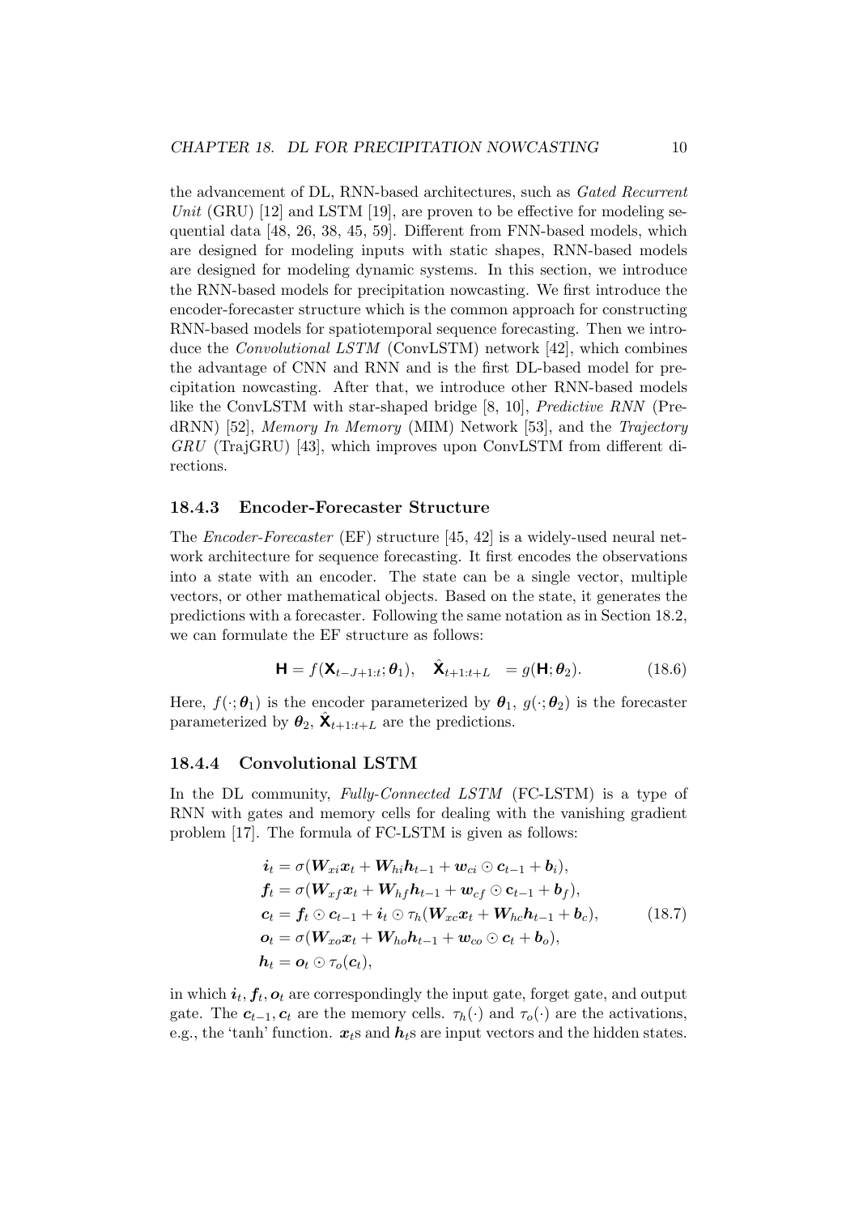the advancement of DL, RNN-based architectures, such as *Gated Recurrent Unit* (GRU) [12] and LSTM [19], are proven to be effective for modeling sequential data [48, 26, 38, 45, 59]. Different from FNN-based models, which are designed for modeling inputs with static shapes, RNN-based models are designed for modeling dynamic systems. In this section, we introduce the RNN-based models for precipitation nowcasting. We first introduce the encoder-forecaster structure which is the common approach for constructing RNN-based models for spatiotemporal sequence forecasting. Then we introduce the *Convolutional LSTM* (ConvLSTM) network [42], which combines the advantage of CNN and RNN and is the first DL-based model for precipitation nowcasting. After that, we introduce other RNN-based models like the ConvLSTM with star-shaped bridge [8, 10], *Predictive RNN* (PredRNN) [52], *Memory In Memory* (MIM) Network [53], and the *Trajectory GRU* (TrajGRU) [43], which improves upon ConvLSTM from different directions.

### 18.4.3 Encoder-Forecaster Structure

The *Encoder-Forecaster* (EF) structure [45, 42] is a widely-used neural network architecture for sequence forecasting. It first encodes the observations into a state with an encoder. The state can be a single vector, multiple vectors, or other mathematical objects. Based on the state, it generates the predictions with a forecaster. Following the same notation as in Section 18.2, we can formulate the EF structure as follows:

$$\mathbf{H} = f(\mathbf{X}_{t-J+1:t}; \boldsymbol{\theta}_1), \quad \hat{\mathbf{X}}_{t+1:t+L} \;\; = g(\mathbf{H}; \boldsymbol{\theta}_2). \tag{18.6}$$

Here, $f(\cdot; \boldsymbol{\theta}_1)$ is the encoder parameterized by $\boldsymbol{\theta}_1$, $g(\cdot; \boldsymbol{\theta}_2)$ is the forecaster parameterized by $\boldsymbol{\theta}_2$, $\hat{\mathbf{X}}_{t+1:t+L}$ are the predictions.

### 18.4.4 Convolutional LSTM

In the DL community, *Fully-Connected LSTM* (FC-LSTM) is a type of RNN with gates and memory cells for dealing with the vanishing gradient problem [17]. The formula of FC-LSTM is given as follows:

$$\begin{aligned}
\boldsymbol{i}_t &= \sigma(\boldsymbol{W}_{xi}\boldsymbol{x}_t + \boldsymbol{W}_{hi}\boldsymbol{h}_{t-1} + \boldsymbol{w}_{ci} \odot \boldsymbol{c}_{t-1} + \boldsymbol{b}_i), \\
\boldsymbol{f}_t &= \sigma(\boldsymbol{W}_{xf}\boldsymbol{x}_t + \boldsymbol{W}_{hf}\boldsymbol{h}_{t-1} + \boldsymbol{w}_{cf} \odot \boldsymbol{c}_{t-1} + \boldsymbol{b}_f), \\
\boldsymbol{c}_t &= \boldsymbol{f}_t \odot \boldsymbol{c}_{t-1} + \boldsymbol{i}_t \odot \tau_h(\boldsymbol{W}_{xc}\boldsymbol{x}_t + \boldsymbol{W}_{hc}\boldsymbol{h}_{t-1} + \boldsymbol{b}_c), \\
\boldsymbol{o}_t &= \sigma(\boldsymbol{W}_{xo}\boldsymbol{x}_t + \boldsymbol{W}_{ho}\boldsymbol{h}_{t-1} + \boldsymbol{w}_{co} \odot \boldsymbol{c}_t + \boldsymbol{b}_o), \\
\boldsymbol{h}_t &= \boldsymbol{o}_t \odot \tau_o(\boldsymbol{c}_t),
\end{aligned} \tag{18.7}$$

in which $\boldsymbol{i}_t, \boldsymbol{f}_t, \boldsymbol{o}_t$ are correspondingly the input gate, forget gate, and output gate. The $\boldsymbol{c}_{t-1}, \boldsymbol{c}_t$ are the memory cells. $\tau_h(\cdot)$ and $\tau_o(\cdot)$ are the activations, e.g., the 'tanh' function. $\boldsymbol{x}_t$s and $\boldsymbol{h}_t$s are input vectors and the hidden states.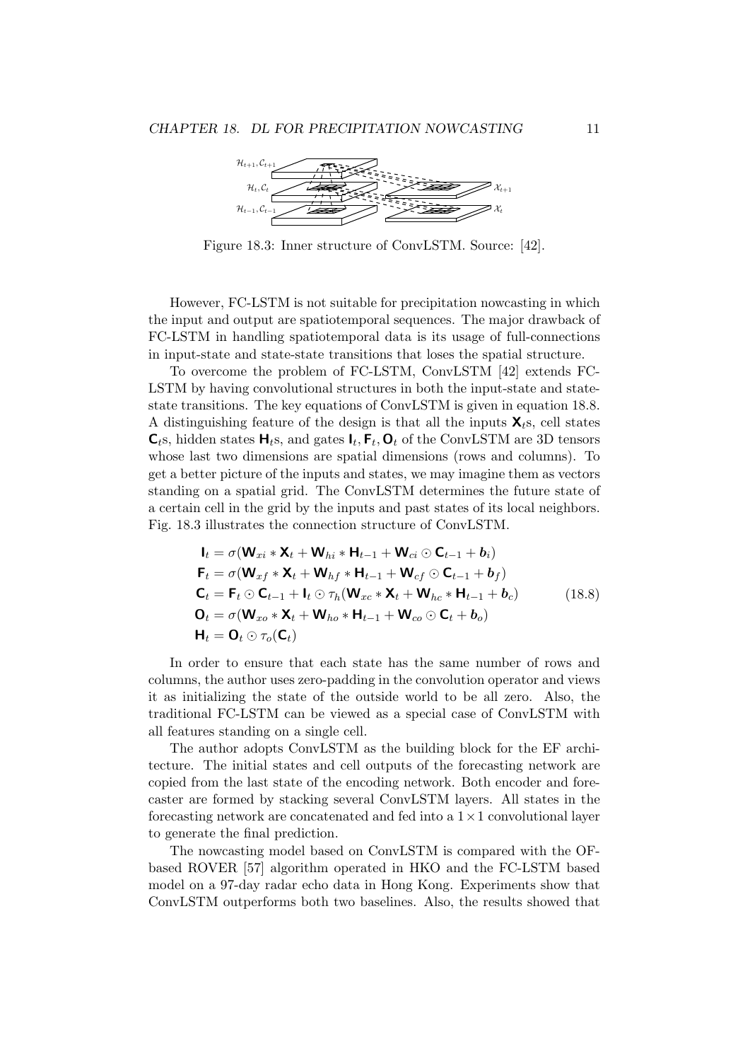Figure 18.3: Inner structure of ConvLSTM. Source: [42].

However, FC-LSTM is not suitable for precipitation nowcasting in which the input and output are spatiotemporal sequences. The major drawback of FC-LSTM in handling spatiotemporal data is its usage of full-connections in input-state and state-state transitions that loses the spatial structure.

To overcome the problem of FC-LSTM, ConvLSTM [42] extends FC-LSTM by having convolutional structures in both the input-state and state-state transitions. The key equations of ConvLSTM is given in equation 18.8. A distinguishing feature of the design is that all the inputs $\mathbf{X}_t$s, cell states $\mathbf{C}_t$s, hidden states $\mathbf{H}_t$s, and gates $\mathbf{I}_t, \mathbf{F}_t, \mathbf{O}_t$ of the ConvLSTM are 3D tensors whose last two dimensions are spatial dimensions (rows and columns). To get a better picture of the inputs and states, we may imagine them as vectors standing on a spatial grid. The ConvLSTM determines the future state of a certain cell in the grid by the inputs and past states of its local neighbors. Fig. 18.3 illustrates the connection structure of ConvLSTM.

$$
\begin{aligned}
\mathbf{I}_t &= \sigma(\mathbf{W}_{xi} * \mathbf{X}_t + \mathbf{W}_{hi} * \mathbf{H}_{t-1} + \mathbf{W}_{ci} \odot \mathbf{C}_{t-1} + \boldsymbol{b}_i) \\
\mathbf{F}_t &= \sigma(\mathbf{W}_{xf} * \mathbf{X}_t + \mathbf{W}_{hf} * \mathbf{H}_{t-1} + \mathbf{W}_{cf} \odot \mathbf{C}_{t-1} + \boldsymbol{b}_f) \\
\mathbf{C}_t &= \mathbf{F}_t \odot \mathbf{C}_{t-1} + \mathbf{I}_t \odot \tau_h(\mathbf{W}_{xc} * \mathbf{X}_t + \mathbf{W}_{hc} * \mathbf{H}_{t-1} + \boldsymbol{b}_c) \\
\mathbf{O}_t &= \sigma(\mathbf{W}_{xo} * \mathbf{X}_t + \mathbf{W}_{ho} * \mathbf{H}_{t-1} + \mathbf{W}_{co} \odot \mathbf{C}_t + \boldsymbol{b}_o) \\
\mathbf{H}_t &= \mathbf{O}_t \odot \tau_o(\mathbf{C}_t)
\end{aligned}
\tag{18.8}
$$

In order to ensure that each state has the same number of rows and columns, the author uses zero-padding in the convolution operator and views it as initializing the state of the outside world to be all zero. Also, the traditional FC-LSTM can be viewed as a special case of ConvLSTM with all features standing on a single cell.

The author adopts ConvLSTM as the building block for the EF architecture. The initial states and cell outputs of the forecasting network are copied from the last state of the encoding network. Both encoder and forecaster are formed by stacking several ConvLSTM layers. All states in the forecasting network are concatenated and fed into a $1 \times 1$ convolutional layer to generate the final prediction.

The nowcasting model based on ConvLSTM is compared with the OF-based ROVER [57] algorithm operated in HKO and the FC-LSTM based model on a 97-day radar echo data in Hong Kong. Experiments show that ConvLSTM outperforms both two baselines. Also, the results showed that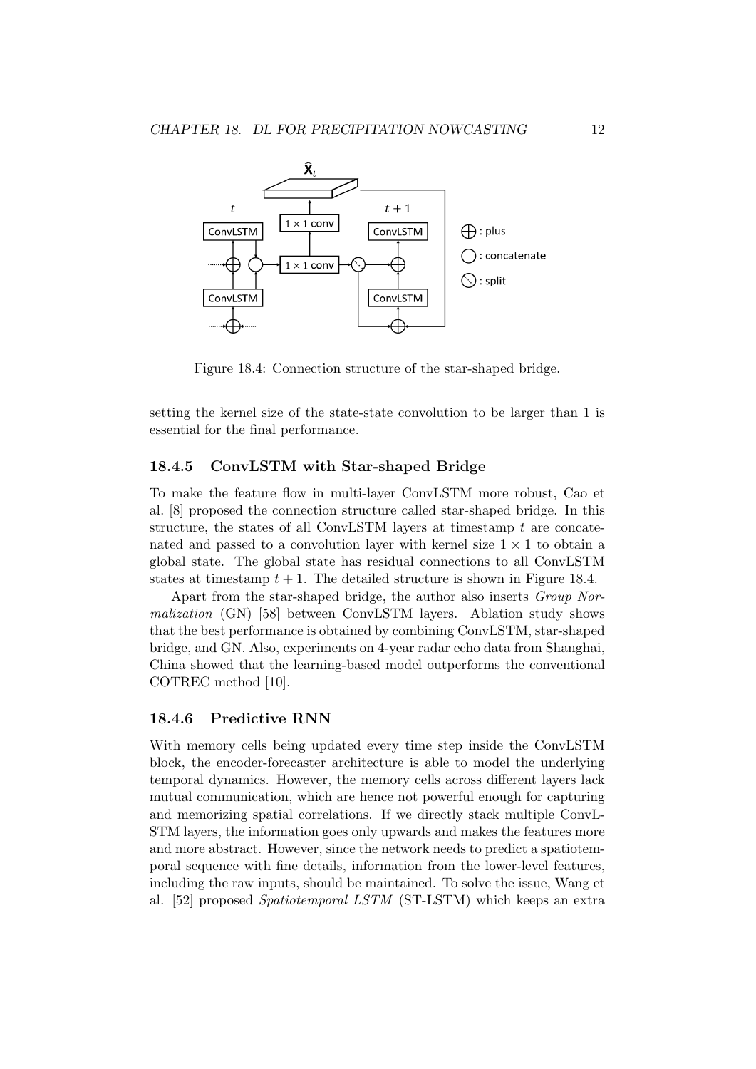Figure 18.4: Connection structure of the star-shaped bridge.

setting the kernel size of the state-state convolution to be larger than 1 is essential for the final performance.

### 18.4.5 ConvLSTM with Star-shaped Bridge

To make the feature flow in multi-layer ConvLSTM more robust, Cao et al. [8] proposed the connection structure called star-shaped bridge. In this structure, the states of all ConvLSTM layers at timestamp $t$ are concatenated and passed to a convolution layer with kernel size $1 \times 1$ to obtain a global state. The global state has residual connections to all ConvLSTM states at timestamp $t + 1$. The detailed structure is shown in Figure 18.4.

Apart from the star-shaped bridge, the author also inserts *Group Normalization* (GN) [58] between ConvLSTM layers. Ablation study shows that the best performance is obtained by combining ConvLSTM, star-shaped bridge, and GN. Also, experiments on 4-year radar echo data from Shanghai, China showed that the learning-based model outperforms the conventional COTREC method [10].

### 18.4.6 Predictive RNN

With memory cells being updated every time step inside the ConvLSTM block, the encoder-forecaster architecture is able to model the underlying temporal dynamics. However, the memory cells across different layers lack mutual communication, which are hence not powerful enough for capturing and memorizing spatial correlations. If we directly stack multiple ConvLSTM layers, the information goes only upwards and makes the features more and more abstract. However, since the network needs to predict a spatiotemporal sequence with fine details, information from the lower-level features, including the raw inputs, should be maintained. To solve the issue, Wang et al. [52] proposed *Spatiotemporal LSTM* (ST-LSTM) which keeps an extra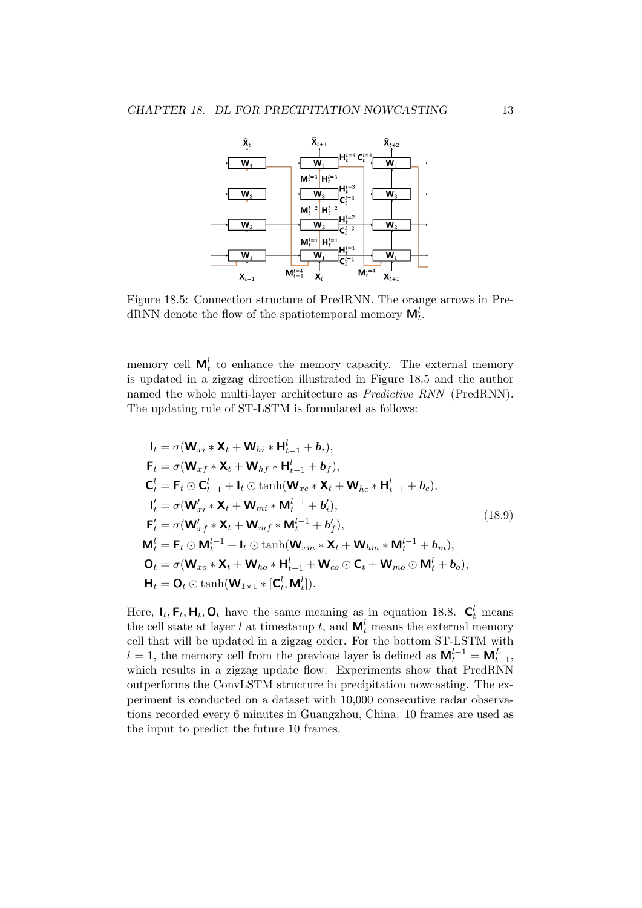Figure 18.5: Connection structure of PredRNN. The orange arrows in PredRNN denote the flow of the spatiotemporal memory $\mathbf{M}_t^l$.

memory cell $\mathbf{M}_t^l$ to enhance the memory capacity. The external memory is updated in a zigzag direction illustrated in Figure 18.5 and the author named the whole multi-layer architecture as *Predictive RNN* (PredRNN). The updating rule of ST-LSTM is formulated as follows:

$$
\begin{aligned}
\mathbf{I}_t &= \sigma(\mathbf{W}_{xi} * \mathbf{X}_t + \mathbf{W}_{hi} * \mathbf{H}_{t-1}^l + \boldsymbol{b}_i), \\
\mathbf{F}_t &= \sigma(\mathbf{W}_{xf} * \mathbf{X}_t + \mathbf{W}_{hf} * \mathbf{H}_{t-1}^l + \boldsymbol{b}_f), \\
\mathbf{C}_t^l &= \mathbf{F}_t \odot \mathbf{C}_{t-1}^l + \mathbf{I}_t \odot \tanh(\mathbf{W}_{xc} * \mathbf{X}_t + \mathbf{W}_{hc} * \mathbf{H}_{t-1}^l + \boldsymbol{b}_c), \\
\mathbf{I}_t' &= \sigma(\mathbf{W}_{xi}' * \mathbf{X}_t + \mathbf{W}_{mi} * \mathbf{M}_t^{l-1} + \boldsymbol{b}_i'), \\
\mathbf{F}_t' &= \sigma(\mathbf{W}_{xf}' * \mathbf{X}_t + \mathbf{W}_{mf} * \mathbf{M}_t^{l-1} + \boldsymbol{b}_f'), \\
\mathbf{M}_t^l &= \mathbf{F}_t \odot \mathbf{M}_t^{l-1} + \mathbf{I}_t \odot \tanh(\mathbf{W}_{xm} * \mathbf{X}_t + \mathbf{W}_{hm} * \mathbf{M}_t^{l-1} + \boldsymbol{b}_m), \\
\mathbf{O}_t &= \sigma(\mathbf{W}_{xo} * \mathbf{X}_t + \mathbf{W}_{ho} * \mathbf{H}_{t-1}^l + \mathbf{W}_{co} \odot \mathbf{C}_t + \mathbf{W}_{mo} \odot \mathbf{M}_t^l + \boldsymbol{b}_o), \\
\mathbf{H}_t &= \mathbf{O}_t \odot \tanh(\mathbf{W}_{1\times 1} * [\mathbf{C}_t^l, \mathbf{M}_t^l]).
\end{aligned}
\tag{18.9}
$$

Here, $\mathbf{I}_t, \mathbf{F}_t, \mathbf{H}_t, \mathbf{O}_t$ have the same meaning as in equation 18.8. $\mathbf{C}_t^l$ means the cell state at layer $l$ at timestamp $t$, and $\mathbf{M}_t^l$ means the external memory cell that will be updated in a zigzag order. For the bottom ST-LSTM with $l = 1$, the memory cell from the previous layer is defined as $\mathbf{M}_t^{l-1} = \mathbf{M}_{t-1}^L$, which results in a zigzag update flow. Experiments show that PredRNN outperforms the ConvLSTM structure in precipitation nowcasting. The experiment is conducted on a dataset with 10,000 consecutive radar observations recorded every 6 minutes in Guangzhou, China. 10 frames are used as the input to predict the future 10 frames.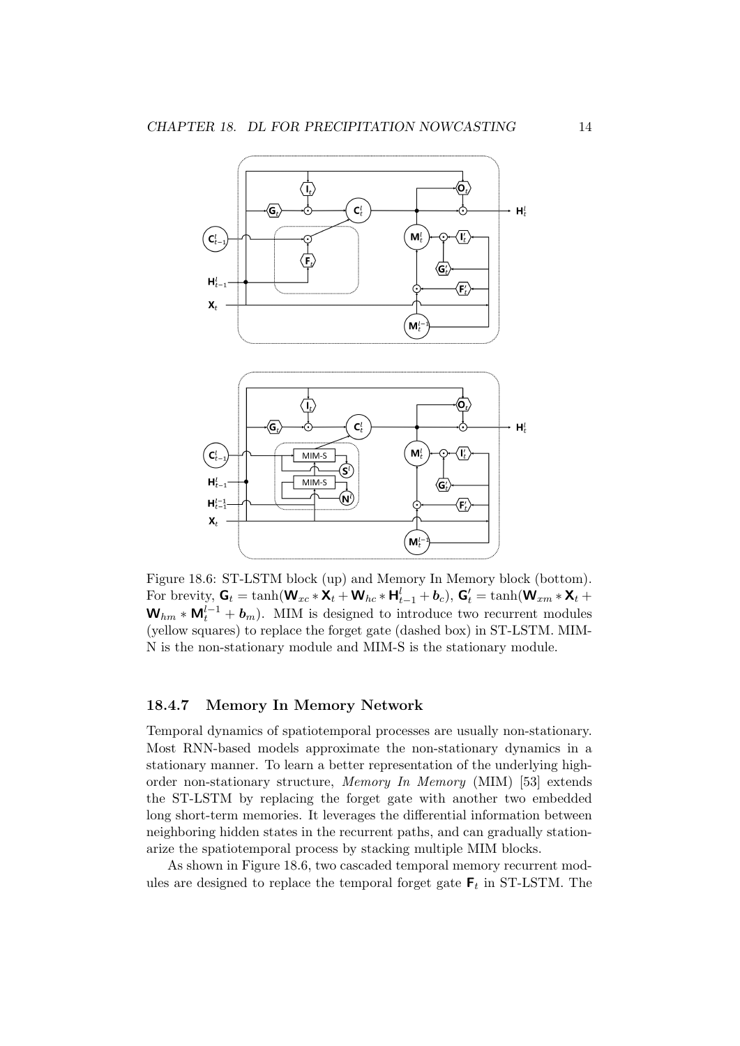Figure 18.6: ST-LSTM block (up) and Memory In Memory block (bottom). For brevity, $\mathbf{G}_t = \tanh(\mathbf{W}_{xc} * \mathbf{X}_t + \mathbf{W}_{hc} * \mathbf{H}_{t-1}^l + \boldsymbol{b}_c)$, $\mathbf{G}_t' = \tanh(\mathbf{W}_{xm} * \mathbf{X}_t + \mathbf{W}_{hm} * \mathbf{M}_t^{l-1} + \boldsymbol{b}_m)$. MIM is designed to introduce two recurrent modules (yellow squares) to replace the forget gate (dashed box) in ST-LSTM. MIM-N is the non-stationary module and MIM-S is the stationary module.

### 18.4.7 Memory In Memory Network

Temporal dynamics of spatiotemporal processes are usually non-stationary. Most RNN-based models approximate the non-stationary dynamics in a stationary manner. To learn a better representation of the underlying high-order non-stationary structure, *Memory In Memory* (MIM) [53] extends the ST-LSTM by replacing the forget gate with another two embedded long short-term memories. It leverages the differential information between neighboring hidden states in the recurrent paths, and can gradually stationarize the spatiotemporal process by stacking multiple MIM blocks.

As shown in Figure 18.6, two cascaded temporal memory recurrent modules are designed to replace the temporal forget gate $\mathbf{F}_t$ in ST-LSTM. The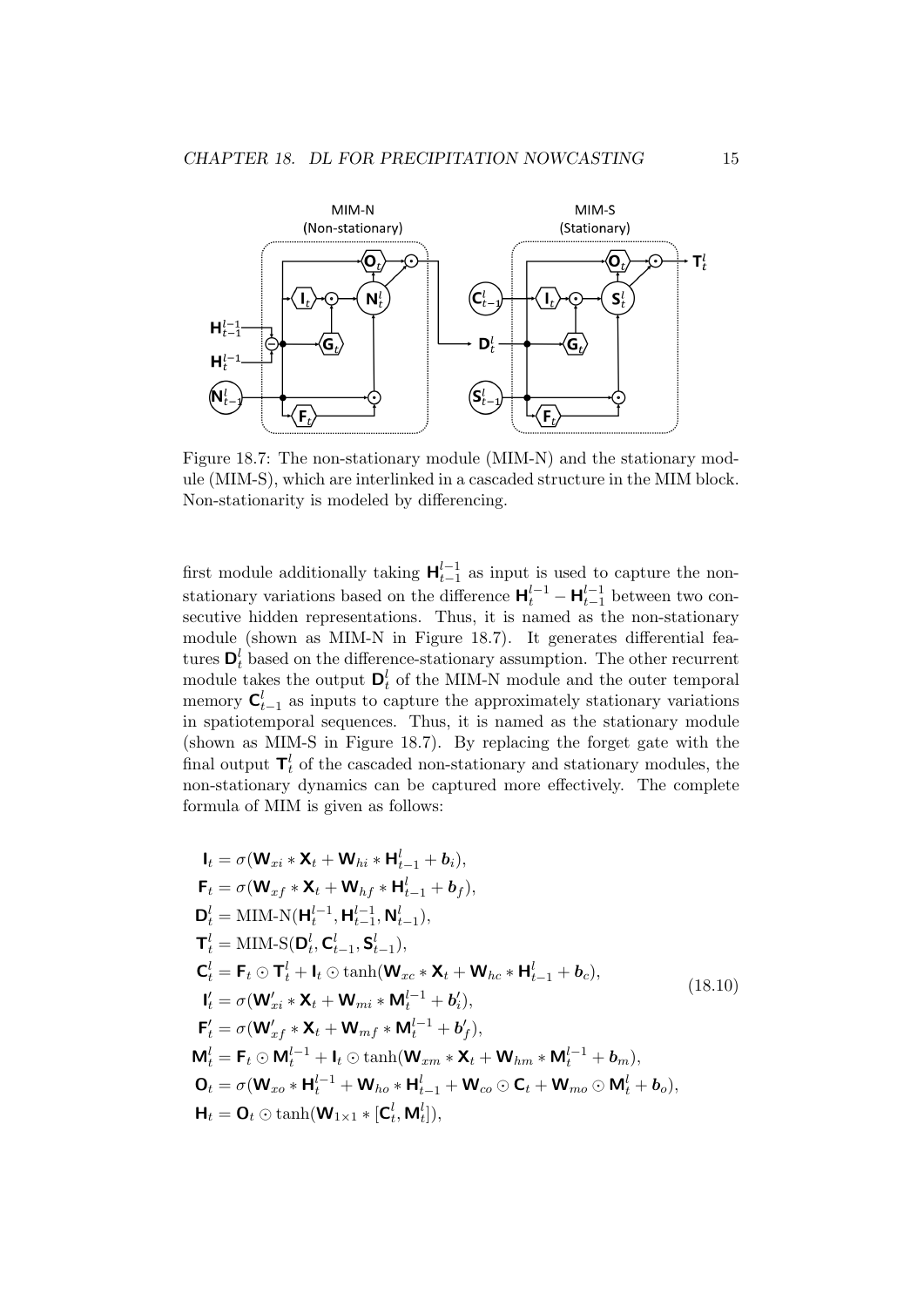Figure 18.7: The non-stationary module (MIM-N) and the stationary module (MIM-S), which are interlinked in a cascaded structure in the MIM block. Non-stationarity is modeled by differencing.

first module additionally taking $\mathbf{H}_{t-1}^{l-1}$ as input is used to capture the non-stationary variations based on the difference $\mathbf{H}_t^{l-1} - \mathbf{H}_{t-1}^{l-1}$ between two consecutive hidden representations. Thus, it is named as the non-stationary module (shown as MIM-N in Figure 18.7). It generates differential features $\mathbf{D}_t^l$ based on the difference-stationary assumption. The other recurrent module takes the output $\mathbf{D}_t^l$ of the MIM-N module and the outer temporal memory $\mathbf{C}_{t-1}^l$ as inputs to capture the approximately stationary variations in spatiotemporal sequences. Thus, it is named as the stationary module (shown as MIM-S in Figure 18.7). By replacing the forget gate with the final output $\mathbf{T}_t^l$ of the cascaded non-stationary and stationary modules, the non-stationary dynamics can be captured more effectively. The complete formula of MIM is given as follows:

$$
\begin{aligned}
\mathbf{I}_t &= \sigma(\mathbf{W}_{xi} * \mathbf{X}_t + \mathbf{W}_{hi} * \mathbf{H}_{t-1}^l + \boldsymbol{b}_i), \\
\mathbf{F}_t &= \sigma(\mathbf{W}_{xf} * \mathbf{X}_t + \mathbf{W}_{hf} * \mathbf{H}_{t-1}^l + \boldsymbol{b}_f), \\
\mathbf{D}_t^l &= \text{MIM-N}(\mathbf{H}_t^{l-1}, \mathbf{H}_{t-1}^{l-1}, \mathbf{N}_{t-1}^l), \\
\mathbf{T}_t^l &= \text{MIM-S}(\mathbf{D}_t^l, \mathbf{C}_{t-1}^l, \mathbf{S}_{t-1}^l), \\
\mathbf{C}_t^l &= \mathbf{F}_t \odot \mathbf{T}_t^l + \mathbf{I}_t \odot \tanh(\mathbf{W}_{xc} * \mathbf{X}_t + \mathbf{W}_{hc} * \mathbf{H}_{t-1}^l + \boldsymbol{b}_c), \\
\mathbf{I}'_t &= \sigma(\mathbf{W}'_{xi} * \mathbf{X}_t + \mathbf{W}_{mi} * \mathbf{M}_t^{l-1} + \boldsymbol{b}'_i), \\
\mathbf{F}'_t &= \sigma(\mathbf{W}'_{xf} * \mathbf{X}_t + \mathbf{W}_{mf} * \mathbf{M}_t^{l-1} + \boldsymbol{b}'_f), \\
\mathbf{M}_t^l &= \mathbf{F}_t \odot \mathbf{M}_t^{l-1} + \mathbf{I}_t \odot \tanh(\mathbf{W}_{xm} * \mathbf{X}_t + \mathbf{W}_{hm} * \mathbf{M}_t^{l-1} + \boldsymbol{b}_m), \\
\mathbf{O}_t &= \sigma(\mathbf{W}_{xo} * \mathbf{H}_t^{l-1} + \mathbf{W}_{ho} * \mathbf{H}_{t-1}^l + \mathbf{W}_{co} \odot \mathbf{C}_t + \mathbf{W}_{mo} \odot \mathbf{M}_t^l + \boldsymbol{b}_o), \\
\mathbf{H}_t &= \mathbf{O}_t \odot \tanh(\mathbf{W}_{1\times 1} * [\mathbf{C}_t^l, \mathbf{M}_t^l]),
\end{aligned}
\tag{18.10}
$$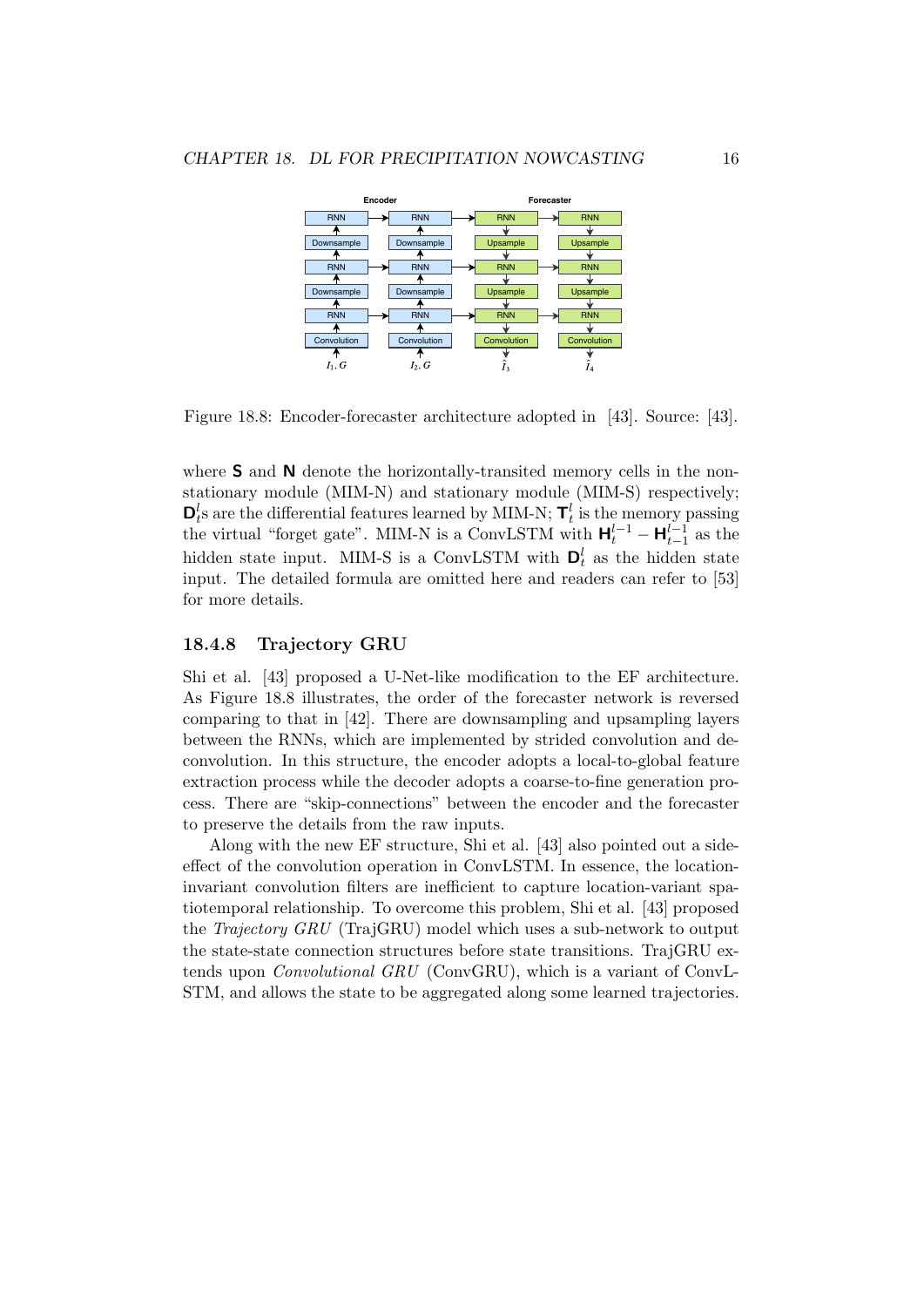Figure 18.8: Encoder-forecaster architecture adopted in [43]. Source: [43].

where $\mathbf{S}$ and $\mathbf{N}$ denote the horizontally-transited memory cells in the non-stationary module (MIM-N) and stationary module (MIM-S) respectively; $\mathbf{D}_t^l$s are the differential features learned by MIM-N; $\mathbf{T}_t^l$ is the memory passing the virtual "forget gate". MIM-N is a ConvLSTM with $\mathbf{H}_t^{l-1} - \mathbf{H}_{t-1}^{l-1}$ as the hidden state input. MIM-S is a ConvLSTM with $\mathbf{D}_t^l$ as the hidden state input. The detailed formula are omitted here and readers can refer to [53] for more details.

### 18.4.8 Trajectory GRU

Shi et al. [43] proposed a U-Net-like modification to the EF architecture. As Figure 18.8 illustrates, the order of the forecaster network is reversed comparing to that in [42]. There are downsampling and upsampling layers between the RNNs, which are implemented by strided convolution and deconvolution. In this structure, the encoder adopts a local-to-global feature extraction process while the decoder adopts a coarse-to-fine generation process. There are "skip-connections" between the encoder and the forecaster to preserve the details from the raw inputs.

Along with the new EF structure, Shi et al. [43] also pointed out a side-effect of the convolution operation in ConvLSTM. In essence, the location-invariant convolution filters are inefficient to capture location-variant spatiotemporal relationship. To overcome this problem, Shi et al. [43] proposed the *Trajectory GRU* (TrajGRU) model which uses a sub-network to output the state-state connection structures before state transitions. TrajGRU extends upon *Convolutional GRU* (ConvGRU), which is a variant of ConvLSTM, and allows the state to be aggregated along some learned trajectories.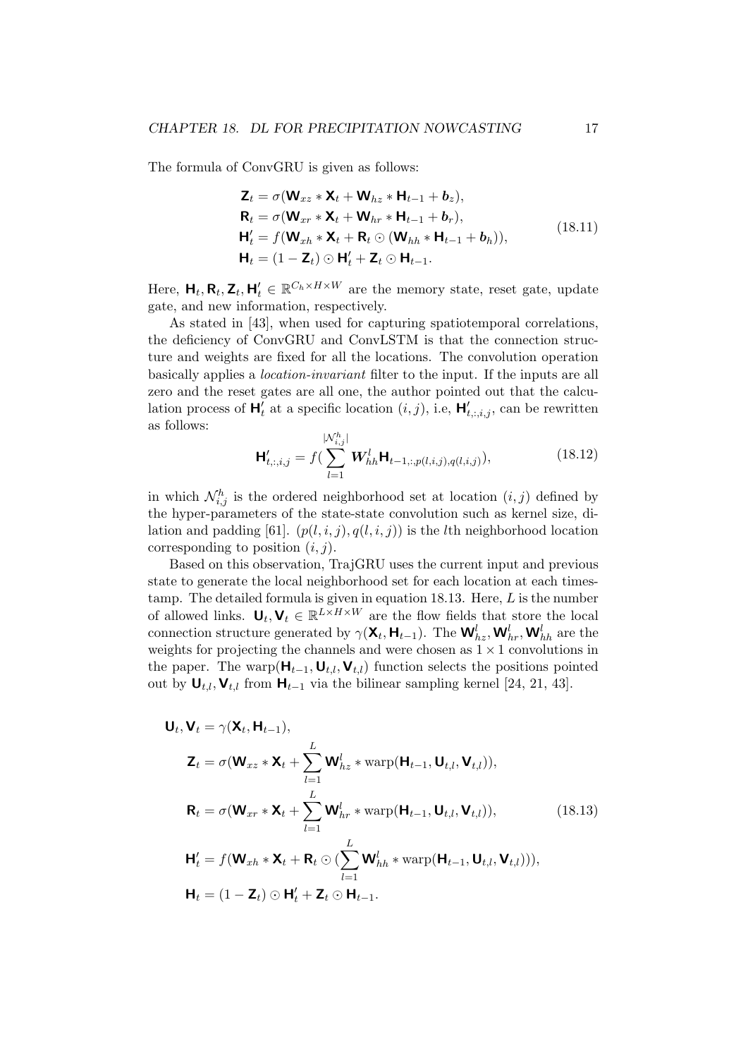The formula of ConvGRU is given as follows:

$$
\begin{aligned}
\mathbf{Z}_t &= \sigma(\mathbf{W}_{xz} * \mathbf{X}_t + \mathbf{W}_{hz} * \mathbf{H}_{t-1} + \boldsymbol{b}_z), \\
\mathbf{R}_t &= \sigma(\mathbf{W}_{xr} * \mathbf{X}_t + \mathbf{W}_{hr} * \mathbf{H}_{t-1} + \boldsymbol{b}_r), \\
\mathbf{H}'_t &= f(\mathbf{W}_{xh} * \mathbf{X}_t + \mathbf{R}_t \odot (\mathbf{W}_{hh} * \mathbf{H}_{t-1} + \boldsymbol{b}_h)), \\
\mathbf{H}_t &= (1 - \mathbf{Z}_t) \odot \mathbf{H}'_t + \mathbf{Z}_t \odot \mathbf{H}_{t-1}.
\end{aligned} \tag{18.11}
$$

Here, $\mathbf{H}_t, \mathbf{R}_t, \mathbf{Z}_t, \mathbf{H}'_t \in \mathbb{R}^{C_h \times H \times W}$ are the memory state, reset gate, update gate, and new information, respectively.

As stated in [43], when used for capturing spatiotemporal correlations, the deficiency of ConvGRU and ConvLSTM is that the connection structure and weights are fixed for all the locations. The convolution operation basically applies a *location-invariant* filter to the input. If the inputs are all zero and the reset gates are all one, the author pointed out that the calculation process of $\mathbf{H}'_t$ at a specific location $(i, j)$, i.e, $\mathbf{H}'_{t,:,i,j}$, can be rewritten as follows:

$$
\mathbf{H}'_{t,:,i,j} = f(\sum_{l=1}^{|\mathcal{N}_{i,j}^h|} \boldsymbol{W}_{hh}^l \mathbf{H}_{t-1,:,p(l,i,j),q(l,i,j)}), \tag{18.12}
$$

in which $\mathcal{N}_{i,j}^h$ is the ordered neighborhood set at location $(i, j)$ defined by the hyper-parameters of the state-state convolution such as kernel size, dilation and padding [61]. $(p(l, i, j), q(l, i, j))$ is the $l$th neighborhood location corresponding to position $(i, j)$.

Based on this observation, TrajGRU uses the current input and previous state to generate the local neighborhood set for each location at each timestamp. The detailed formula is given in equation 18.13. Here, $L$ is the number of allowed links. $\mathbf{U}_t, \mathbf{V}_t \in \mathbb{R}^{L \times H \times W}$ are the flow fields that store the local connection structure generated by $\gamma(\mathbf{X}_t, \mathbf{H}_{t-1})$. The $\mathbf{W}_{hz}^l, \mathbf{W}_{hr}^l, \mathbf{W}_{hh}^l$ are the weights for projecting the channels and were chosen as $1 \times 1$ convolutions in the paper. The $\text{warp}(\mathbf{H}_{t-1}, \mathbf{U}_{t,l}, \mathbf{V}_{t,l})$ function selects the positions pointed out by $\mathbf{U}_{t,l}, \mathbf{V}_{t,l}$ from $\mathbf{H}_{t-1}$ via the bilinear sampling kernel [24, 21, 43].

$$
\begin{aligned}
&\mathbf{U}_t, \mathbf{V}_t = \gamma(\mathbf{X}_t, \mathbf{H}_{t-1}), \\
&\quad \mathbf{Z}_t = \sigma(\mathbf{W}_{xz} * \mathbf{X}_t + \sum_{l=1}^{L} \mathbf{W}_{hz}^l * \text{warp}(\mathbf{H}_{t-1}, \mathbf{U}_{t,l}, \mathbf{V}_{t,l})), \\
&\quad \mathbf{R}_t = \sigma(\mathbf{W}_{xr} * \mathbf{X}_t + \sum_{l=1}^{L} \mathbf{W}_{hr}^l * \text{warp}(\mathbf{H}_{t-1}, \mathbf{U}_{t,l}, \mathbf{V}_{t,l})), \\
&\quad \mathbf{H}'_t = f(\mathbf{W}_{xh} * \mathbf{X}_t + \mathbf{R}_t \odot (\sum_{l=1}^{L} \mathbf{W}_{hh}^l * \text{warp}(\mathbf{H}_{t-1}, \mathbf{U}_{t,l}, \mathbf{V}_{t,l}))), \\
&\quad \mathbf{H}_t = (1 - \mathbf{Z}_t) \odot \mathbf{H}'_t + \mathbf{Z}_t \odot \mathbf{H}_{t-1}.
\end{aligned} \tag{18.13}
$$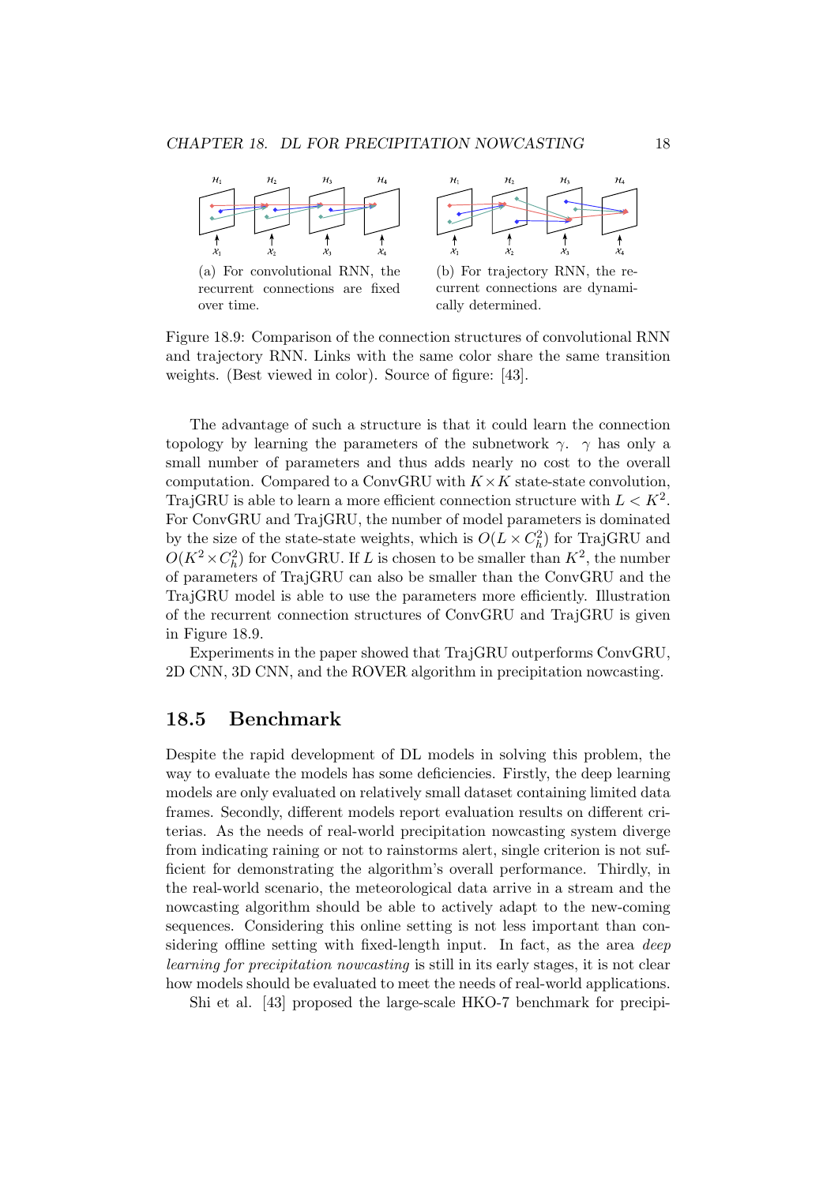(a) For convolutional RNN, the recurrent connections are fixed over time.

(b) For trajectory RNN, the recurrent connections are dynamically determined.

Figure 18.9: Comparison of the connection structures of convolutional RNN and trajectory RNN. Links with the same color share the same transition weights. (Best viewed in color). Source of figure: [43].

The advantage of such a structure is that it could learn the connection topology by learning the parameters of the subnetwork $\gamma$. $\gamma$ has only a small number of parameters and thus adds nearly no cost to the overall computation. Compared to a ConvGRU with $K \times K$ state-state convolution, TrajGRU is able to learn a more efficient connection structure with $L < K^2$. For ConvGRU and TrajGRU, the number of model parameters is dominated by the size of the state-state weights, which is $O(L \times C_h^2)$ for TrajGRU and $O(K^2 \times C_h^2)$ for ConvGRU. If $L$ is chosen to be smaller than $K^2$, the number of parameters of TrajGRU can also be smaller than the ConvGRU and the TrajGRU model is able to use the parameters more efficiently. Illustration of the recurrent connection structures of ConvGRU and TrajGRU is given in Figure 18.9.

Experiments in the paper showed that TrajGRU outperforms ConvGRU, 2D CNN, 3D CNN, and the ROVER algorithm in precipitation nowcasting.

## 18.5 Benchmark

Despite the rapid development of DL models in solving this problem, the way to evaluate the models has some deficiencies. Firstly, the deep learning models are only evaluated on relatively small dataset containing limited data frames. Secondly, different models report evaluation results on different criterias. As the needs of real-world precipitation nowcasting system diverge from indicating raining or not to rainstorms alert, single criterion is not sufficient for demonstrating the algorithm's overall performance. Thirdly, in the real-world scenario, the meteorological data arrive in a stream and the nowcasting algorithm should be able to actively adapt to the new-coming sequences. Considering this online setting is not less important than considering offline setting with fixed-length input. In fact, as the area *deep learning for precipitation nowcasting* is still in its early stages, it is not clear how models should be evaluated to meet the needs of real-world applications.

Shi et al. [43] proposed the large-scale HKO-7 benchmark for precipi-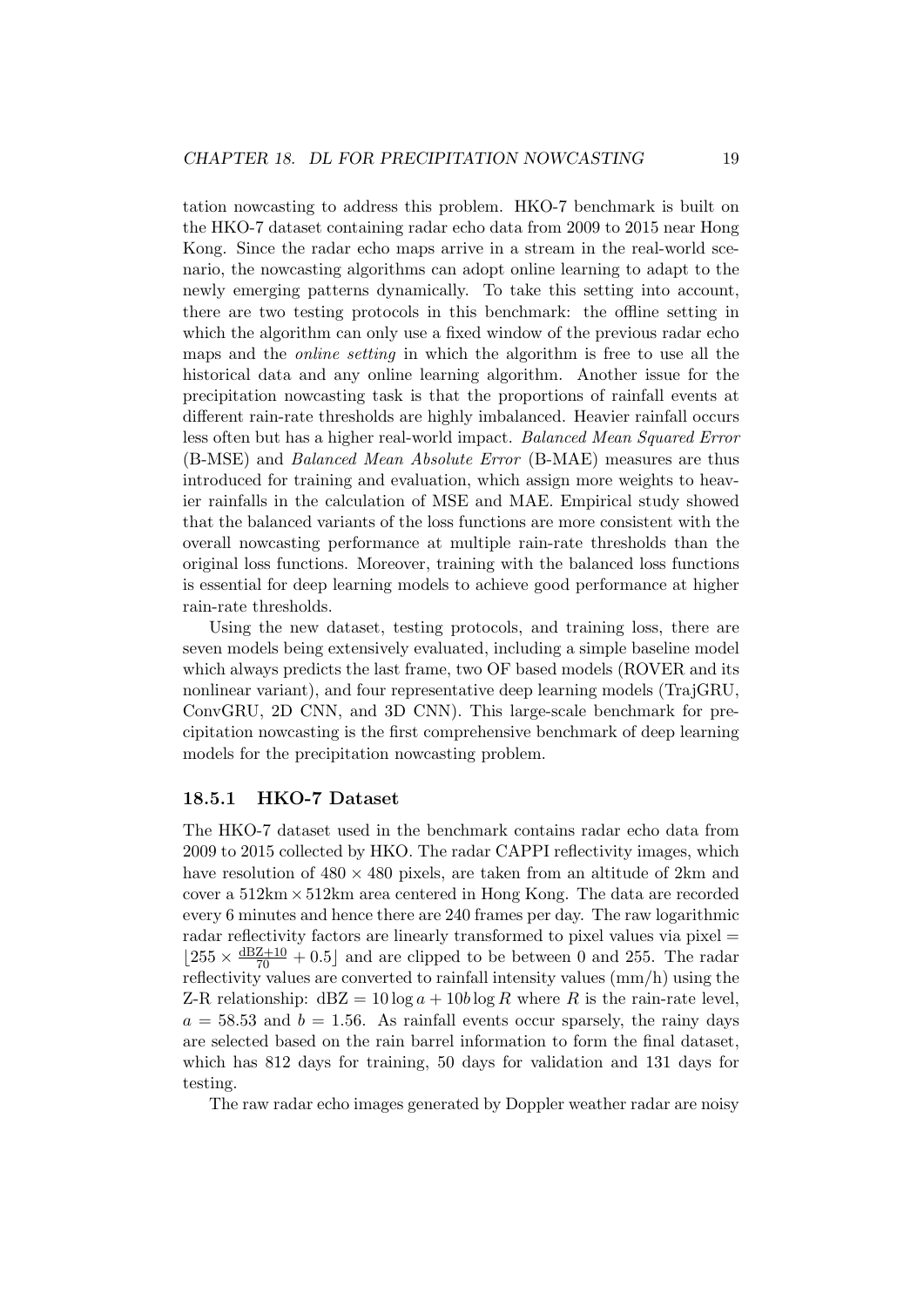tation nowcasting to address this problem. HKO-7 benchmark is built on the HKO-7 dataset containing radar echo data from 2009 to 2015 near Hong Kong. Since the radar echo maps arrive in a stream in the real-world scenario, the nowcasting algorithms can adopt online learning to adapt to the newly emerging patterns dynamically. To take this setting into account, there are two testing protocols in this benchmark: the offline setting in which the algorithm can only use a fixed window of the previous radar echo maps and the *online setting* in which the algorithm is free to use all the historical data and any online learning algorithm. Another issue for the precipitation nowcasting task is that the proportions of rainfall events at different rain-rate thresholds are highly imbalanced. Heavier rainfall occurs less often but has a higher real-world impact. *Balanced Mean Squared Error* (B-MSE) and *Balanced Mean Absolute Error* (B-MAE) measures are thus introduced for training and evaluation, which assign more weights to heavier rainfalls in the calculation of MSE and MAE. Empirical study showed that the balanced variants of the loss functions are more consistent with the overall nowcasting performance at multiple rain-rate thresholds than the original loss functions. Moreover, training with the balanced loss functions is essential for deep learning models to achieve good performance at higher rain-rate thresholds.

Using the new dataset, testing protocols, and training loss, there are seven models being extensively evaluated, including a simple baseline model which always predicts the last frame, two OF based models (ROVER and its nonlinear variant), and four representative deep learning models (TrajGRU, ConvGRU, 2D CNN, and 3D CNN). This large-scale benchmark for precipitation nowcasting is the first comprehensive benchmark of deep learning models for the precipitation nowcasting problem.

### 18.5.1 HKO-7 Dataset

The HKO-7 dataset used in the benchmark contains radar echo data from 2009 to 2015 collected by HKO. The radar CAPPI reflectivity images, which have resolution of $480 \times 480$ pixels, are taken from an altitude of 2km and cover a $512\text{km} \times 512\text{km}$ area centered in Hong Kong. The data are recorded every 6 minutes and hence there are 240 frames per day. The raw logarithmic radar reflectivity factors are linearly transformed to pixel values via pixel $= \lfloor 255 \times \frac{\text{dBZ}+10}{70} + 0.5 \rfloor$ and are clipped to be between 0 and 255. The radar reflectivity values are converted to rainfall intensity values (mm/h) using the Z-R relationship: $\text{dBZ} = 10 \log a + 10 b \log R$ where $R$ is the rain-rate level, $a = 58.53$ and $b = 1.56$. As rainfall events occur sparsely, the rainy days are selected based on the rain barrel information to form the final dataset, which has 812 days for training, 50 days for validation and 131 days for testing.

The raw radar echo images generated by Doppler weather radar are noisy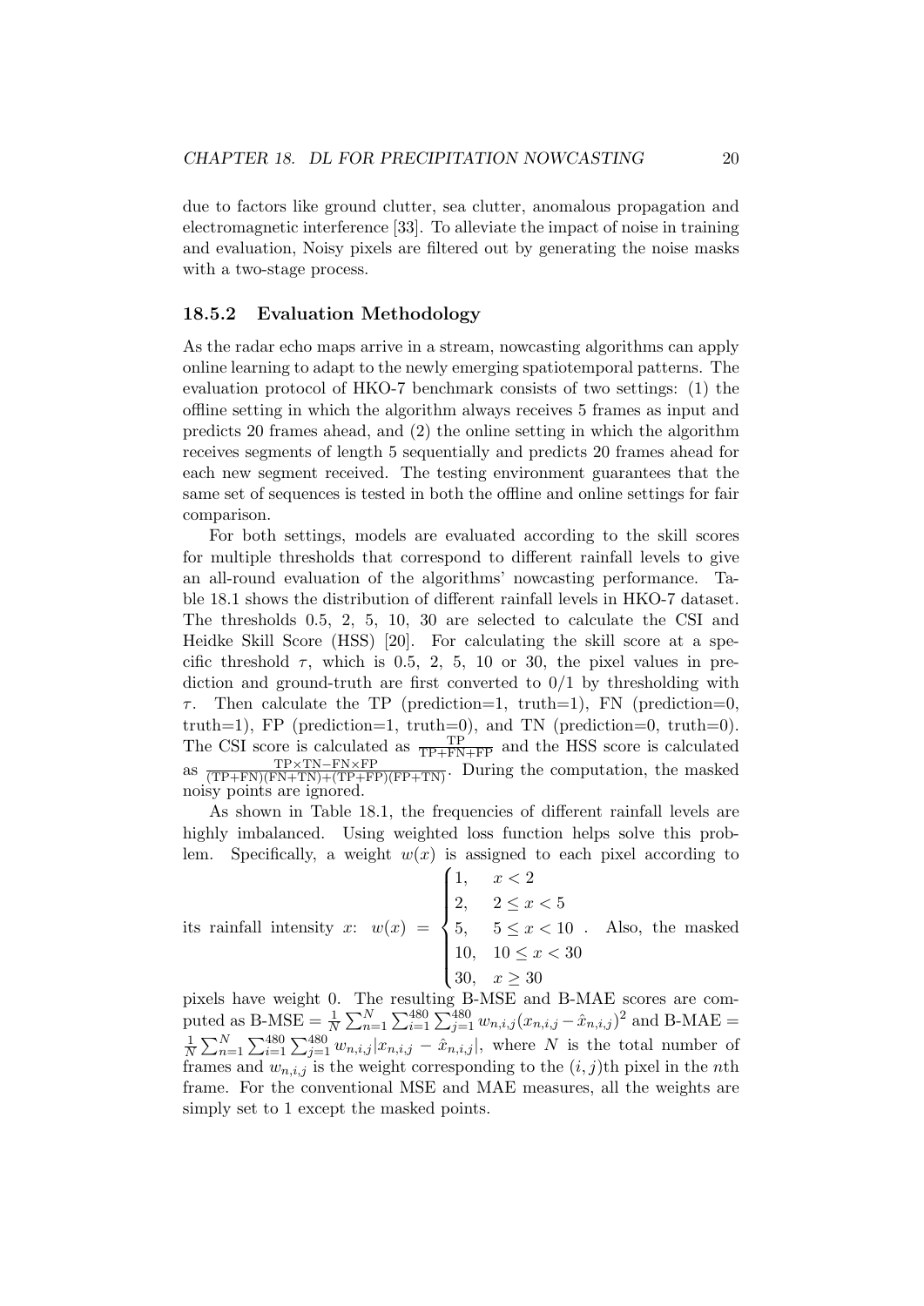due to factors like ground clutter, sea clutter, anomalous propagation and electromagnetic interference [33]. To alleviate the impact of noise in training and evaluation, Noisy pixels are filtered out by generating the noise masks with a two-stage process.

### 18.5.2 Evaluation Methodology

As the radar echo maps arrive in a stream, nowcasting algorithms can apply online learning to adapt to the newly emerging spatiotemporal patterns. The evaluation protocol of HKO-7 benchmark consists of two settings: (1) the offline setting in which the algorithm always receives 5 frames as input and predicts 20 frames ahead, and (2) the online setting in which the algorithm receives segments of length 5 sequentially and predicts 20 frames ahead for each new segment received. The testing environment guarantees that the same set of sequences is tested in both the offline and online settings for fair comparison.

For both settings, models are evaluated according to the skill scores for multiple thresholds that correspond to different rainfall levels to give an all-round evaluation of the algorithms' nowcasting performance. Table 18.1 shows the distribution of different rainfall levels in HKO-7 dataset. The thresholds 0.5, 2, 5, 10, 30 are selected to calculate the CSI and Heidke Skill Score (HSS) [20]. For calculating the skill score at a specific threshold $\tau$, which is 0.5, 2, 5, 10 or 30, the pixel values in prediction and ground-truth are first converted to 0/1 by thresholding with $\tau$. Then calculate the TP (prediction=1, truth=1), FN (prediction=0, truth=1), FP (prediction=1, truth=0), and TN (prediction=0, truth=0). The CSI score is calculated as $\frac{\text{TP}}{\text{TP+FN+FP}}$ and the HSS score is calculated as $\frac{\text{TP}\times\text{TN}-\text{FN}\times\text{FP}}{(\text{TP+FN})(\text{FN+TN})+(\text{TP+FP})(\text{FP+TN})}$. During the computation, the masked noisy points are ignored.

As shown in Table 18.1, the frequencies of different rainfall levels are highly imbalanced. Using weighted loss function helps solve this problem. Specifically, a weight $w(x)$ is assigned to each pixel according to its rainfall intensity $x$: $w(x) = \begin{cases} 1, & x < 2 \\ 2, & 2 \leq x < 5 \\ 5, & 5 \leq x < 10 \\ 10, & 10 \leq x < 30 \\ 30, & x \geq 30 \end{cases}$. Also, the masked pixels have weight 0. The resulting B-MSE and B-MAE scores are computed as $\text{B-MSE} = \frac{1}{N}\sum_{n=1}^{N}\sum_{i=1}^{480}\sum_{j=1}^{480} w_{n,i,j}(x_{n,i,j} - \hat{x}_{n,i,j})^2$ and $\text{B-MAE} = \frac{1}{N}\sum_{n=1}^{N}\sum_{i=1}^{480}\sum_{j=1}^{480} w_{n,i,j}|x_{n,i,j} - \hat{x}_{n,i,j}|$, where $N$ is the total number of frames and $w_{n,i,j}$ is the weight corresponding to the $(i, j)$th pixel in the $n$th frame. For the conventional MSE and MAE measures, all the weights are simply set to 1 except the masked points.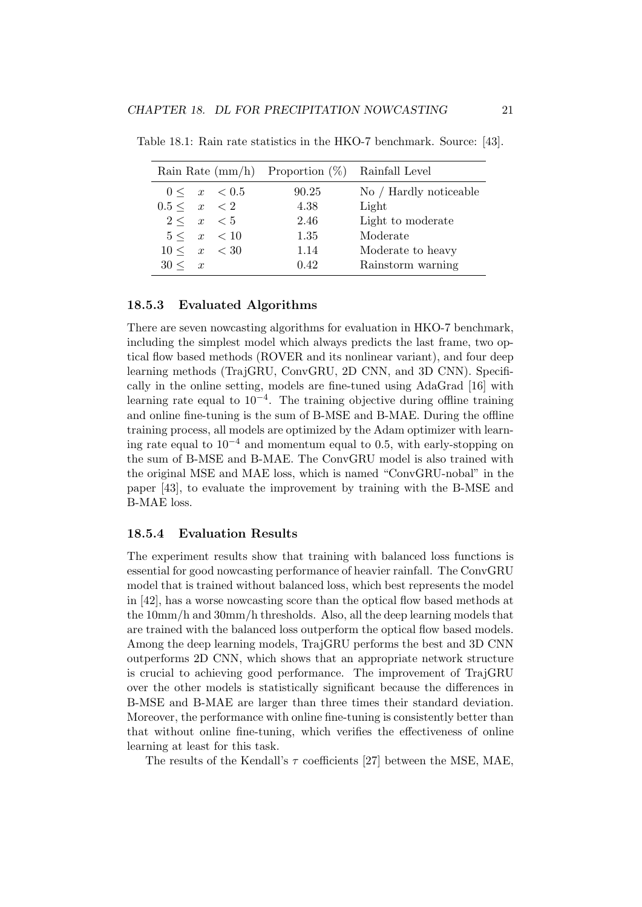Table 18.1: Rain rate statistics in the HKO-7 benchmark. Source: [43].

| Rain Rate (mm/h) | Proportion (%) | Rainfall Level |
|---|---|---|
| $0 \leq x < 0.5$ | 90.25 | No / Hardly noticeable |
| $0.5 \leq x < 2$ | 4.38 | Light |
| $2 \leq x < 5$ | 2.46 | Light to moderate |
| $5 \leq x < 10$ | 1.35 | Moderate |
| $10 \leq x < 30$ | 1.14 | Moderate to heavy |
| $30 \leq x$ | 0.42 | Rainstorm warning |

### 18.5.3 Evaluated Algorithms

There are seven nowcasting algorithms for evaluation in HKO-7 benchmark, including the simplest model which always predicts the last frame, two optical flow based methods (ROVER and its nonlinear variant), and four deep learning methods (TrajGRU, ConvGRU, 2D CNN, and 3D CNN). Specifically in the online setting, models are fine-tuned using AdaGrad [16] with learning rate equal to $10^{-4}$. The training objective during offline training and online fine-tuning is the sum of B-MSE and B-MAE. During the offline training process, all models are optimized by the Adam optimizer with learning rate equal to $10^{-4}$ and momentum equal to 0.5, with early-stopping on the sum of B-MSE and B-MAE. The ConvGRU model is also trained with the original MSE and MAE loss, which is named "ConvGRU-nobal" in the paper [43], to evaluate the improvement by training with the B-MSE and B-MAE loss.

### 18.5.4 Evaluation Results

The experiment results show that training with balanced loss functions is essential for good nowcasting performance of heavier rainfall. The ConvGRU model that is trained without balanced loss, which best represents the model in [42], has a worse nowcasting score than the optical flow based methods at the 10mm/h and 30mm/h thresholds. Also, all the deep learning models that are trained with the balanced loss outperform the optical flow based models. Among the deep learning models, TrajGRU performs the best and 3D CNN outperforms 2D CNN, which shows that an appropriate network structure is crucial to achieving good performance. The improvement of TrajGRU over the other models is statistically significant because the differences in B-MSE and B-MAE are larger than three times their standard deviation. Moreover, the performance with online fine-tuning is consistently better than that without online fine-tuning, which verifies the effectiveness of online learning at least for this task.

The results of the Kendall's $\tau$ coefficients [27] between the MSE, MAE,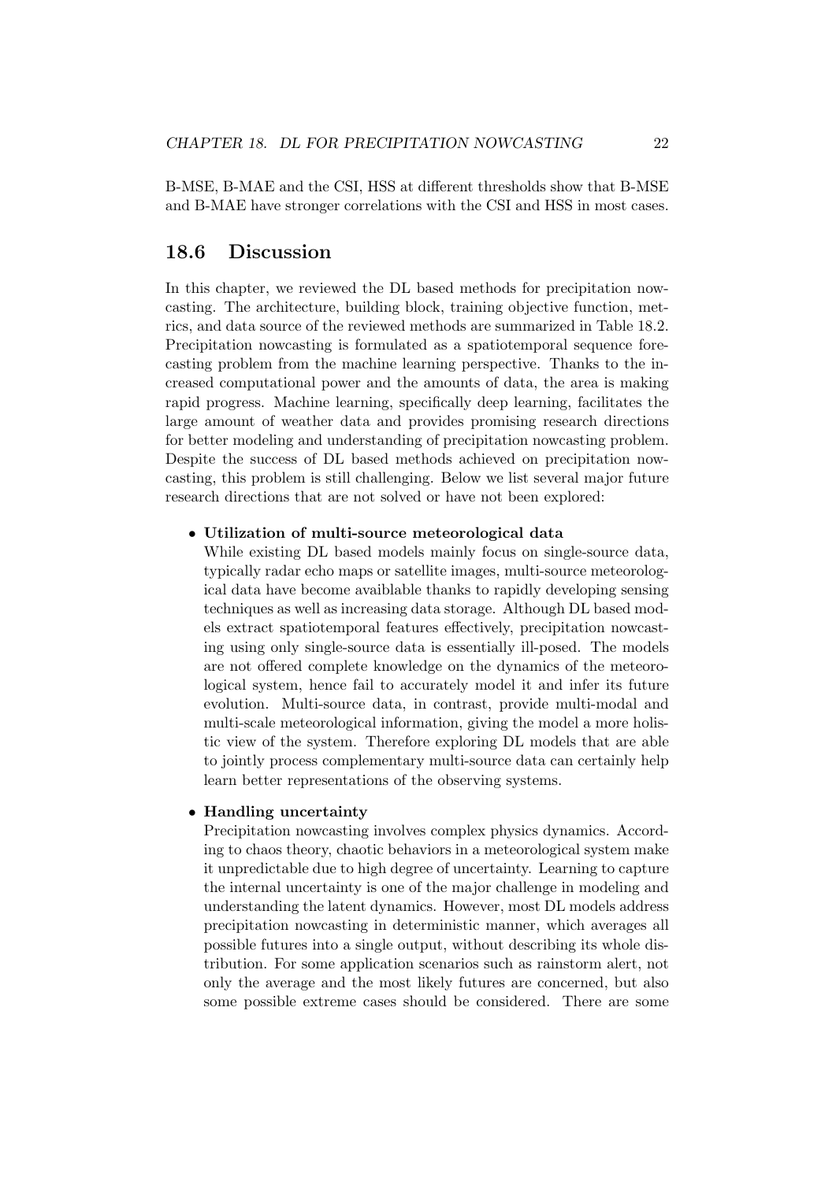B-MSE, B-MAE and the CSI, HSS at different thresholds show that B-MSE and B-MAE have stronger correlations with the CSI and HSS in most cases.

## 18.6 Discussion

In this chapter, we reviewed the DL based methods for precipitation nowcasting. The architecture, building block, training objective function, metrics, and data source of the reviewed methods are summarized in Table 18.2. Precipitation nowcasting is formulated as a spatiotemporal sequence forecasting problem from the machine learning perspective. Thanks to the increased computational power and the amounts of data, the area is making rapid progress. Machine learning, specifically deep learning, facilitates the large amount of weather data and provides promising research directions for better modeling and understanding of precipitation nowcasting problem. Despite the success of DL based methods achieved on precipitation nowcasting, this problem is still challenging. Below we list several major future research directions that are not solved or have not been explored:

- **Utilization of multi-source meteorological data**
  While existing DL based models mainly focus on single-source data, typically radar echo maps or satellite images, multi-source meteorological data have become avaiblable thanks to rapidly developing sensing techniques as well as increasing data storage. Although DL based models extract spatiotemporal features effectively, precipitation nowcasting using only single-source data is essentially ill-posed. The models are not offered complete knowledge on the dynamics of the meteorological system, hence fail to accurately model it and infer its future evolution. Multi-source data, in contrast, provide multi-modal and multi-scale meteorological information, giving the model a more holistic view of the system. Therefore exploring DL models that are able to jointly process complementary multi-source data can certainly help learn better representations of the observing systems.

- **Handling uncertainty**
  Precipitation nowcasting involves complex physics dynamics. According to chaos theory, chaotic behaviors in a meteorological system make it unpredictable due to high degree of uncertainty. Learning to capture the internal uncertainty is one of the major challenge in modeling and understanding the latent dynamics. However, most DL models address precipitation nowcasting in deterministic manner, which averages all possible futures into a single output, without describing its whole distribution. For some application scenarios such as rainstorm alert, not only the average and the most likely futures are concerned, but also some possible extreme cases should be considered. There are some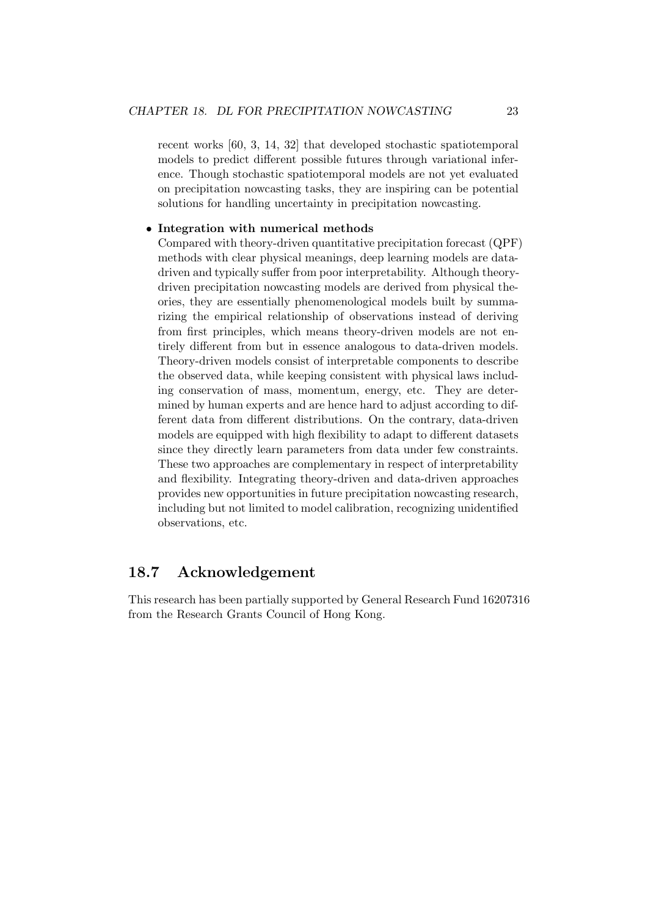recent works [60, 3, 14, 32] that developed stochastic spatiotemporal models to predict different possible futures through variational inference. Though stochastic spatiotemporal models are not yet evaluated on precipitation nowcasting tasks, they are inspiring can be potential solutions for handling uncertainty in precipitation nowcasting.

- **Integration with numerical methods**
  Compared with theory-driven quantitative precipitation forecast (QPF) methods with clear physical meanings, deep learning models are data-driven and typically suffer from poor interpretability. Although theory-driven precipitation nowcasting models are derived from physical theories, they are essentially phenomenological models built by summarizing the empirical relationship of observations instead of deriving from first principles, which means theory-driven models are not entirely different from but in essence analogous to data-driven models. Theory-driven models consist of interpretable components to describe the observed data, while keeping consistent with physical laws including conservation of mass, momentum, energy, etc. They are determined by human experts and are hence hard to adjust according to different data from different distributions. On the contrary, data-driven models are equipped with high flexibility to adapt to different datasets since they directly learn parameters from data under few constraints. These two approaches are complementary in respect of interpretability and flexibility. Integrating theory-driven and data-driven approaches provides new opportunities in future precipitation nowcasting research, including but not limited to model calibration, recognizing unidentified observations, etc.

## 18.7 Acknowledgement

This research has been partially supported by General Research Fund 16207316 from the Research Grants Council of Hong Kong.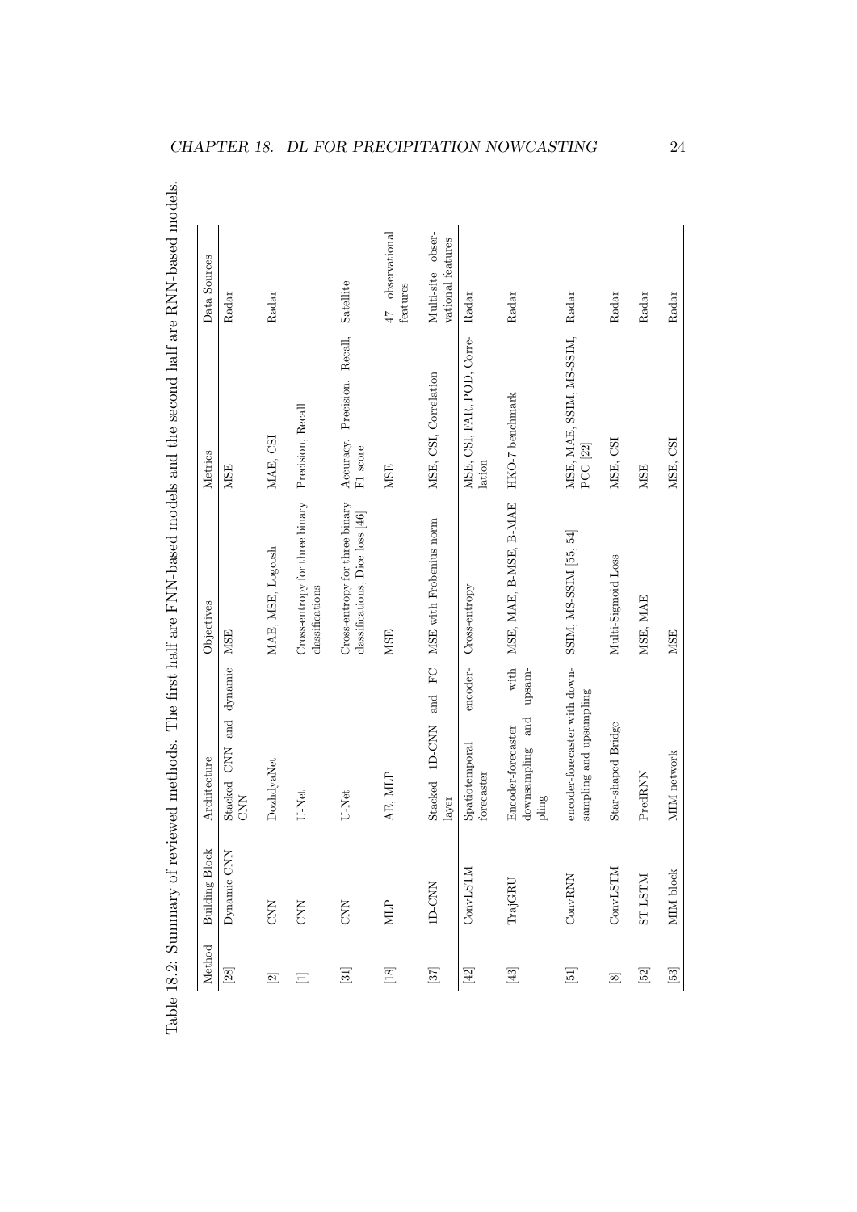Table 18.2: Summary of reviewed methods. The first half are FNN-based models and the second half are RNN-based models.

| Method | Building Block | Architecture | Objectives | Metrics | Data Sources |
|---|---|---|---|---|---|
| [28] | Dynamic CNN | Stacked CNN and dynamic CNN | MSE | MSE | Radar |
| [2] | CNN | DozhdyaNet | MAE, MSE, Logcosh | MAE, CSI | Radar |
| [1] | CNN | U-Net | Cross-entropy for three binary classifications | Precision, Recall | |
| [31] | CNN | U-Net | Cross-entropy for three binary classifications, Dice loss [46] | Accuracy, Precision, Recall, F1 score | Satellite |
| [18] | MLP | AE, MLP | MSE | MSE | 47 observational features |
| [37] | 1D-CNN | Stacked 1D-CNN and FC layer | MSE with Frobenius norm | MSE, CSI, Correlation | Multi-site observational features |
| [42] | ConvLSTM | Spatiotemporal encoder-forecaster | Cross-entropy | MSE, CSI, FAR, POD, Correlation | Radar |
| [43] | TrajGRU | Encoder-forecaster with downsampling and upsampling | MSE, MAE, B-MSE, B-MAE | HKO-7 benchmark | Radar |
| [51] | ConvRNN | encoder-forecaster with downsampling and upsampling | SSIM, MS-SSIM [55, 54] | MSE, MAE, SSIM, MS-SSIM, PCC [22] | Radar |
| [8] | ConvLSTM | Star-shaped Bridge | Multi-Sigmoid Loss | MSE, CSI | Radar |
| [52] | ST-LSTM | PredRNN | MSE, MAE | MSE | Radar |
| [53] | MIM block | MIM network | MSE | MSE, CSI | Radar |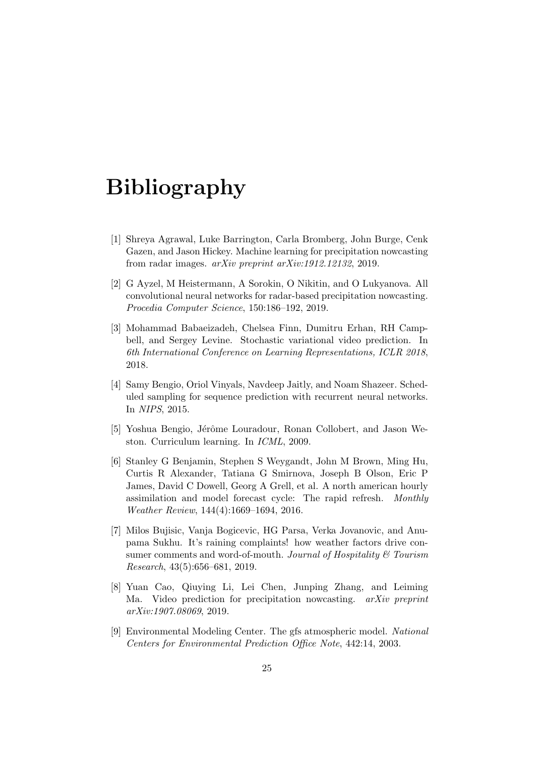# Bibliography

[1] Shreya Agrawal, Luke Barrington, Carla Bromberg, John Burge, Cenk Gazen, and Jason Hickey. Machine learning for precipitation nowcasting from radar images. *arXiv preprint arXiv:1912.12132*, 2019.

[2] G Ayzel, M Heistermann, A Sorokin, O Nikitin, and O Lukyanova. All convolutional neural networks for radar-based precipitation nowcasting. *Procedia Computer Science*, 150:186–192, 2019.

[3] Mohammad Babaeizadeh, Chelsea Finn, Dumitru Erhan, RH Campbell, and Sergey Levine. Stochastic variational video prediction. In *6th International Conference on Learning Representations, ICLR 2018*, 2018.

[4] Samy Bengio, Oriol Vinyals, Navdeep Jaitly, and Noam Shazeer. Scheduled sampling for sequence prediction with recurrent neural networks. In *NIPS*, 2015.

[5] Yoshua Bengio, Jérôme Louradour, Ronan Collobert, and Jason Weston. Curriculum learning. In *ICML*, 2009.

[6] Stanley G Benjamin, Stephen S Weygandt, John M Brown, Ming Hu, Curtis R Alexander, Tatiana G Smirnova, Joseph B Olson, Eric P James, David C Dowell, Georg A Grell, et al. A north american hourly assimilation and model forecast cycle: The rapid refresh. *Monthly Weather Review*, 144(4):1669–1694, 2016.

[7] Milos Bujisic, Vanja Bogicevic, HG Parsa, Verka Jovanovic, and Anupama Sukhu. It's raining complaints! how weather factors drive consumer comments and word-of-mouth. *Journal of Hospitality & Tourism Research*, 43(5):656–681, 2019.

[8] Yuan Cao, Qiuying Li, Lei Chen, Junping Zhang, and Leiming Ma. Video prediction for precipitation nowcasting. *arXiv preprint arXiv:1907.08069*, 2019.

[9] Environmental Modeling Center. The gfs atmospheric model. *National Centers for Environmental Prediction Office Note*, 442:14, 2003.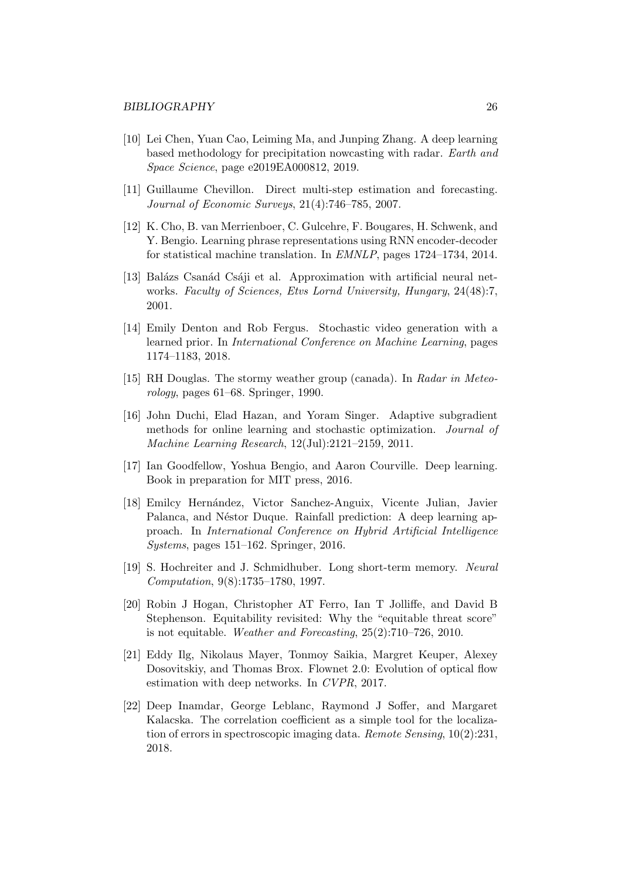[10] Lei Chen, Yuan Cao, Leiming Ma, and Junping Zhang. A deep learning based methodology for precipitation nowcasting with radar. *Earth and Space Science*, page e2019EA000812, 2019.

[11] Guillaume Chevillon. Direct multi-step estimation and forecasting. *Journal of Economic Surveys*, 21(4):746–785, 2007.

[12] K. Cho, B. van Merrienboer, C. Gulcehre, F. Bougares, H. Schwenk, and Y. Bengio. Learning phrase representations using RNN encoder-decoder for statistical machine translation. In *EMNLP*, pages 1724–1734, 2014.

[13] Balázs Csanád Csáji et al. Approximation with artificial neural networks. *Faculty of Sciences, Etvs Lornd University, Hungary*, 24(48):7, 2001.

[14] Emily Denton and Rob Fergus. Stochastic video generation with a learned prior. In *International Conference on Machine Learning*, pages 1174–1183, 2018.

[15] RH Douglas. The stormy weather group (canada). In *Radar in Meteorology*, pages 61–68. Springer, 1990.

[16] John Duchi, Elad Hazan, and Yoram Singer. Adaptive subgradient methods for online learning and stochastic optimization. *Journal of Machine Learning Research*, 12(Jul):2121–2159, 2011.

[17] Ian Goodfellow, Yoshua Bengio, and Aaron Courville. Deep learning. Book in preparation for MIT press, 2016.

[18] Emilcy Hernández, Victor Sanchez-Anguix, Vicente Julian, Javier Palanca, and Néstor Duque. Rainfall prediction: A deep learning approach. In *International Conference on Hybrid Artificial Intelligence Systems*, pages 151–162. Springer, 2016.

[19] S. Hochreiter and J. Schmidhuber. Long short-term memory. *Neural Computation*, 9(8):1735–1780, 1997.

[20] Robin J Hogan, Christopher AT Ferro, Ian T Jolliffe, and David B Stephenson. Equitability revisited: Why the "equitable threat score" is not equitable. *Weather and Forecasting*, 25(2):710–726, 2010.

[21] Eddy Ilg, Nikolaus Mayer, Tonmoy Saikia, Margret Keuper, Alexey Dosovitskiy, and Thomas Brox. Flownet 2.0: Evolution of optical flow estimation with deep networks. In *CVPR*, 2017.

[22] Deep Inamdar, George Leblanc, Raymond J Soffer, and Margaret Kalacska. The correlation coefficient as a simple tool for the localization of errors in spectroscopic imaging data. *Remote Sensing*, 10(2):231, 2018.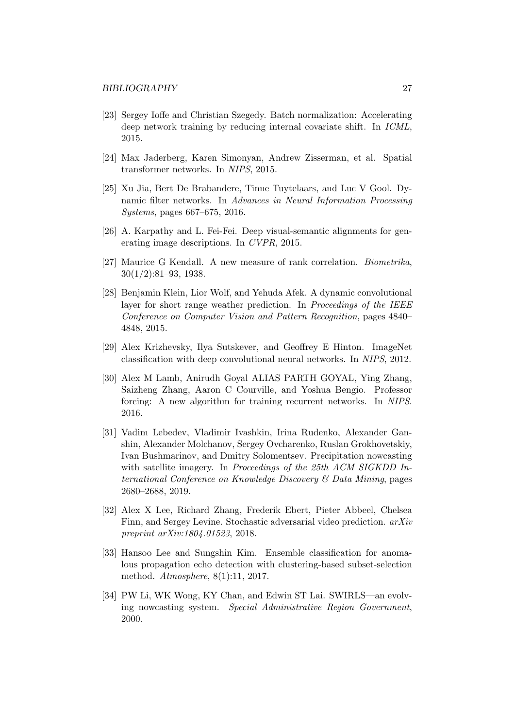[23] Sergey Ioffe and Christian Szegedy. Batch normalization: Accelerating deep network training by reducing internal covariate shift. In *ICML*, 2015.

[24] Max Jaderberg, Karen Simonyan, Andrew Zisserman, et al. Spatial transformer networks. In *NIPS*, 2015.

[25] Xu Jia, Bert De Brabandere, Tinne Tuytelaars, and Luc V Gool. Dynamic filter networks. In *Advances in Neural Information Processing Systems*, pages 667–675, 2016.

[26] A. Karpathy and L. Fei-Fei. Deep visual-semantic alignments for generating image descriptions. In *CVPR*, 2015.

[27] Maurice G Kendall. A new measure of rank correlation. *Biometrika*, 30(1/2):81–93, 1938.

[28] Benjamin Klein, Lior Wolf, and Yehuda Afek. A dynamic convolutional layer for short range weather prediction. In *Proceedings of the IEEE Conference on Computer Vision and Pattern Recognition*, pages 4840–4848, 2015.

[29] Alex Krizhevsky, Ilya Sutskever, and Geoffrey E Hinton. ImageNet classification with deep convolutional neural networks. In *NIPS*, 2012.

[30] Alex M Lamb, Anirudh Goyal ALIAS PARTH GOYAL, Ying Zhang, Saizheng Zhang, Aaron C Courville, and Yoshua Bengio. Professor forcing: A new algorithm for training recurrent networks. In *NIPS*. 2016.

[31] Vadim Lebedev, Vladimir Ivashkin, Irina Rudenko, Alexander Ganshin, Alexander Molchanov, Sergey Ovcharenko, Ruslan Grokhovetskiy, Ivan Bushmarinov, and Dmitry Solomentsev. Precipitation nowcasting with satellite imagery. In *Proceedings of the 25th ACM SIGKDD International Conference on Knowledge Discovery & Data Mining*, pages 2680–2688, 2019.

[32] Alex X Lee, Richard Zhang, Frederik Ebert, Pieter Abbeel, Chelsea Finn, and Sergey Levine. Stochastic adversarial video prediction. *arXiv preprint arXiv:1804.01523*, 2018.

[33] Hansoo Lee and Sungshin Kim. Ensemble classification for anomalous propagation echo detection with clustering-based subset-selection method. *Atmosphere*, 8(1):11, 2017.

[34] PW Li, WK Wong, KY Chan, and Edwin ST Lai. SWIRLS—an evolving nowcasting system. *Special Administrative Region Government*, 2000.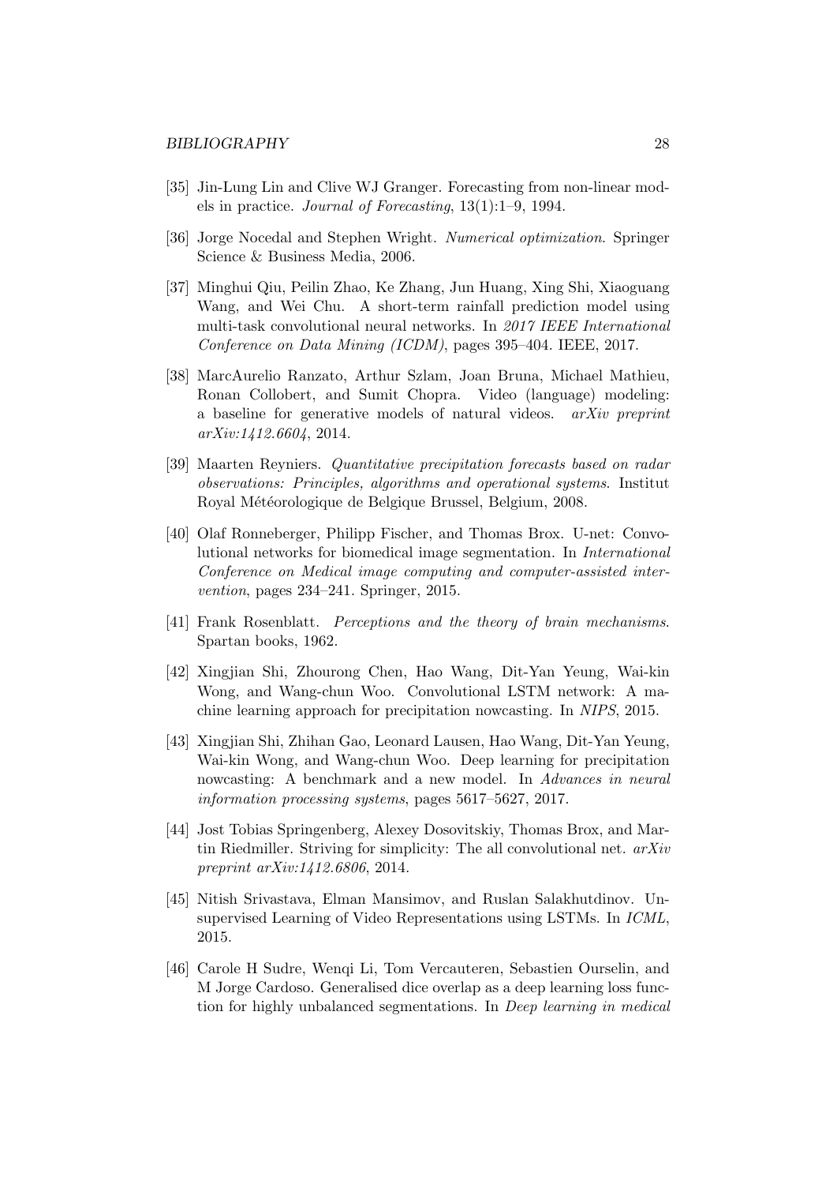[35] Jin-Lung Lin and Clive WJ Granger. Forecasting from non-linear models in practice. *Journal of Forecasting*, 13(1):1–9, 1994.

[36] Jorge Nocedal and Stephen Wright. *Numerical optimization*. Springer Science & Business Media, 2006.

[37] Minghui Qiu, Peilin Zhao, Ke Zhang, Jun Huang, Xing Shi, Xiaoguang Wang, and Wei Chu. A short-term rainfall prediction model using multi-task convolutional neural networks. In *2017 IEEE International Conference on Data Mining (ICDM)*, pages 395–404. IEEE, 2017.

[38] MarcAurelio Ranzato, Arthur Szlam, Joan Bruna, Michael Mathieu, Ronan Collobert, and Sumit Chopra. Video (language) modeling: a baseline for generative models of natural videos. *arXiv preprint arXiv:1412.6604*, 2014.

[39] Maarten Reyniers. *Quantitative precipitation forecasts based on radar observations: Principles, algorithms and operational systems*. Institut Royal Météorologique de Belgique Brussel, Belgium, 2008.

[40] Olaf Ronneberger, Philipp Fischer, and Thomas Brox. U-net: Convolutional networks for biomedical image segmentation. In *International Conference on Medical image computing and computer-assisted intervention*, pages 234–241. Springer, 2015.

[41] Frank Rosenblatt. *Perceptions and the theory of brain mechanisms*. Spartan books, 1962.

[42] Xingjian Shi, Zhourong Chen, Hao Wang, Dit-Yan Yeung, Wai-kin Wong, and Wang-chun Woo. Convolutional LSTM network: A machine learning approach for precipitation nowcasting. In *NIPS*, 2015.

[43] Xingjian Shi, Zhihan Gao, Leonard Lausen, Hao Wang, Dit-Yan Yeung, Wai-kin Wong, and Wang-chun Woo. Deep learning for precipitation nowcasting: A benchmark and a new model. In *Advances in neural information processing systems*, pages 5617–5627, 2017.

[44] Jost Tobias Springenberg, Alexey Dosovitskiy, Thomas Brox, and Martin Riedmiller. Striving for simplicity: The all convolutional net. *arXiv preprint arXiv:1412.6806*, 2014.

[45] Nitish Srivastava, Elman Mansimov, and Ruslan Salakhutdinov. Unsupervised Learning of Video Representations using LSTMs. In *ICML*, 2015.

[46] Carole H Sudre, Wenqi Li, Tom Vercauteren, Sebastien Ourselin, and M Jorge Cardoso. Generalised dice overlap as a deep learning loss function for highly unbalanced segmentations. In *Deep learning in medical*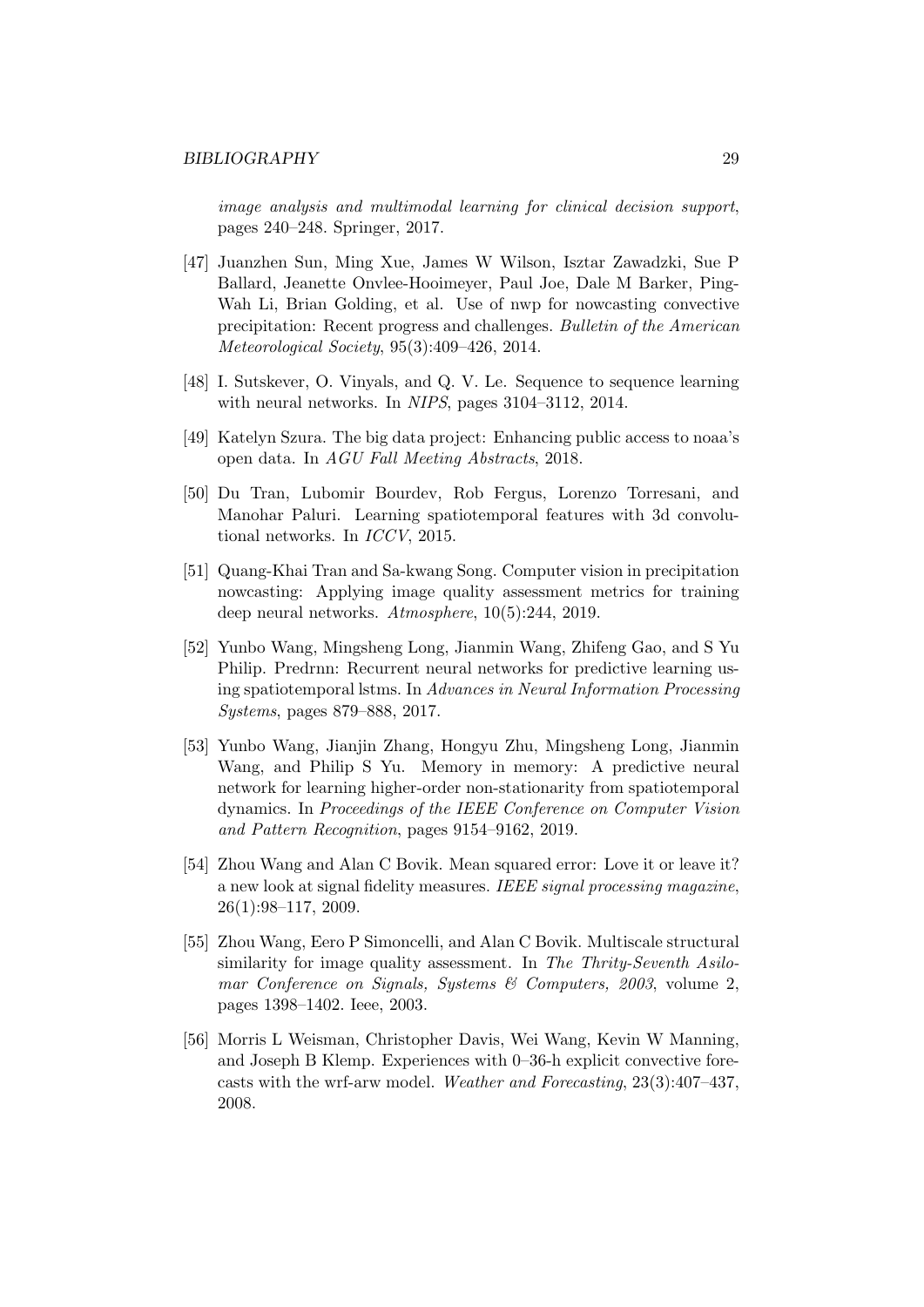*image analysis and multimodal learning for clinical decision support*, pages 240–248. Springer, 2017.

[47] Juanzhen Sun, Ming Xue, James W Wilson, Isztar Zawadzki, Sue P Ballard, Jeanette Onvlee-Hooimeyer, Paul Joe, Dale M Barker, Ping-Wah Li, Brian Golding, et al. Use of nwp for nowcasting convective precipitation: Recent progress and challenges. *Bulletin of the American Meteorological Society*, 95(3):409–426, 2014.

[48] I. Sutskever, O. Vinyals, and Q. V. Le. Sequence to sequence learning with neural networks. In *NIPS*, pages 3104–3112, 2014.

[49] Katelyn Szura. The big data project: Enhancing public access to noaa's open data. In *AGU Fall Meeting Abstracts*, 2018.

[50] Du Tran, Lubomir Bourdev, Rob Fergus, Lorenzo Torresani, and Manohar Paluri. Learning spatiotemporal features with 3d convolutional networks. In *ICCV*, 2015.

[51] Quang-Khai Tran and Sa-kwang Song. Computer vision in precipitation nowcasting: Applying image quality assessment metrics for training deep neural networks. *Atmosphere*, 10(5):244, 2019.

[52] Yunbo Wang, Mingsheng Long, Jianmin Wang, Zhifeng Gao, and S Yu Philip. Predrnn: Recurrent neural networks for predictive learning using spatiotemporal lstms. In *Advances in Neural Information Processing Systems*, pages 879–888, 2017.

[53] Yunbo Wang, Jianjin Zhang, Hongyu Zhu, Mingsheng Long, Jianmin Wang, and Philip S Yu. Memory in memory: A predictive neural network for learning higher-order non-stationarity from spatiotemporal dynamics. In *Proceedings of the IEEE Conference on Computer Vision and Pattern Recognition*, pages 9154–9162, 2019.

[54] Zhou Wang and Alan C Bovik. Mean squared error: Love it or leave it? a new look at signal fidelity measures. *IEEE signal processing magazine*, 26(1):98–117, 2009.

[55] Zhou Wang, Eero P Simoncelli, and Alan C Bovik. Multiscale structural similarity for image quality assessment. In *The Thrity-Seventh Asilomar Conference on Signals, Systems & Computers, 2003*, volume 2, pages 1398–1402. Ieee, 2003.

[56] Morris L Weisman, Christopher Davis, Wei Wang, Kevin W Manning, and Joseph B Klemp. Experiences with 0–36-h explicit convective forecasts with the wrf-arw model. *Weather and Forecasting*, 23(3):407–437, 2008.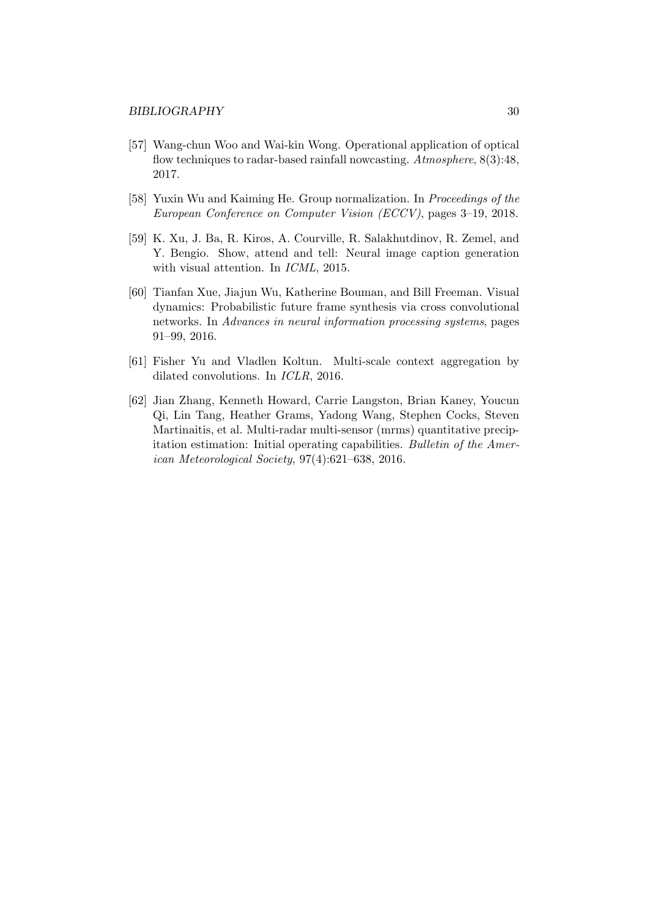[57] Wang-chun Woo and Wai-kin Wong. Operational application of optical flow techniques to radar-based rainfall nowcasting. *Atmosphere*, 8(3):48, 2017.

[58] Yuxin Wu and Kaiming He. Group normalization. In *Proceedings of the European Conference on Computer Vision (ECCV)*, pages 3–19, 2018.

[59] K. Xu, J. Ba, R. Kiros, A. Courville, R. Salakhutdinov, R. Zemel, and Y. Bengio. Show, attend and tell: Neural image caption generation with visual attention. In *ICML*, 2015.

[60] Tianfan Xue, Jiajun Wu, Katherine Bouman, and Bill Freeman. Visual dynamics: Probabilistic future frame synthesis via cross convolutional networks. In *Advances in neural information processing systems*, pages 91–99, 2016.

[61] Fisher Yu and Vladlen Koltun. Multi-scale context aggregation by dilated convolutions. In *ICLR*, 2016.

[62] Jian Zhang, Kenneth Howard, Carrie Langston, Brian Kaney, Youcun Qi, Lin Tang, Heather Grams, Yadong Wang, Stephen Cocks, Steven Martinaitis, et al. Multi-radar multi-sensor (mrms) quantitative precipitation estimation: Initial operating capabilities. *Bulletin of the American Meteorological Society*, 97(4):621–638, 2016.